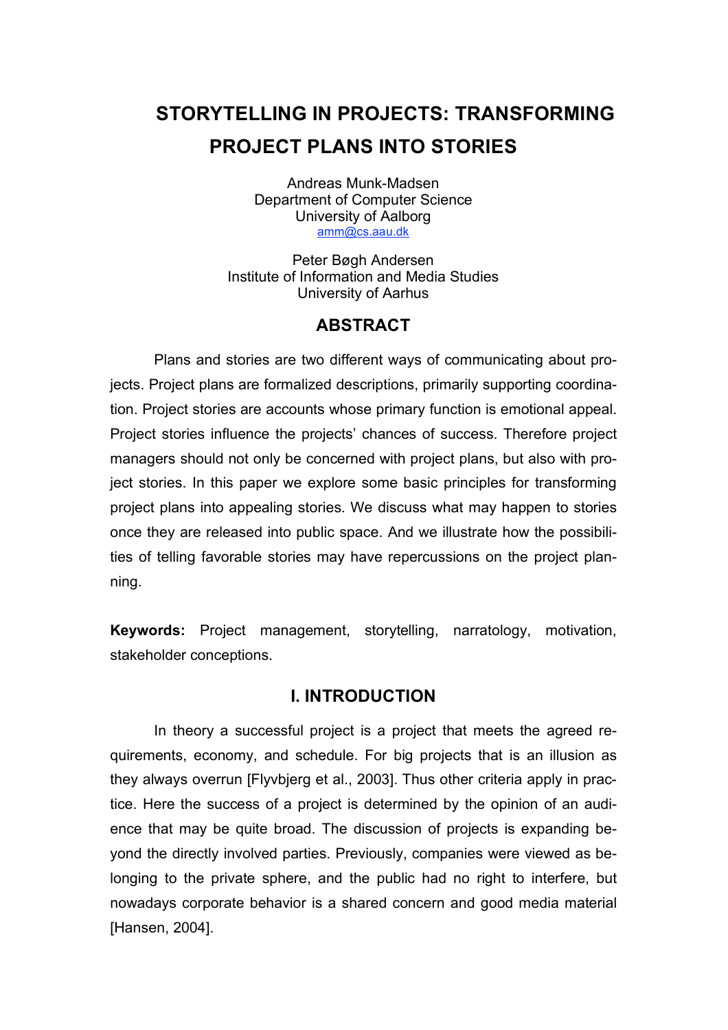# STORYTELLING IN PROJECTS: TRANSFORMING PROJECT PLANS INTO STORIES

Andreas Munk-Madsen
Department of Computer Science
University of Aalborg
amm@cs.aau.dk

Peter Bøgh Andersen
Institute of Information and Media Studies
University of Aarhus

## ABSTRACT

Plans and stories are two different ways of communicating about projects. Project plans are formalized descriptions, primarily supporting coordination. Project stories are accounts whose primary function is emotional appeal. Project stories influence the projects' chances of success. Therefore project managers should not only be concerned with project plans, but also with project stories. In this paper we explore some basic principles for transforming project plans into appealing stories. We discuss what may happen to stories once they are released into public space. And we illustrate how the possibilities of telling favorable stories may have repercussions on the project planning.

**Keywords:** Project management, storytelling, narratology, motivation, stakeholder conceptions.

## I. INTRODUCTION

In theory a successful project is a project that meets the agreed requirements, economy, and schedule. For big projects that is an illusion as they always overrun [Flyvbjerg et al., 2003]. Thus other criteria apply in practice. Here the success of a project is determined by the opinion of an audience that may be quite broad. The discussion of projects is expanding beyond the directly involved parties. Previously, companies were viewed as belonging to the private sphere, and the public had no right to interfere, but nowadays corporate behavior is a shared concern and good media material [Hansen, 2004].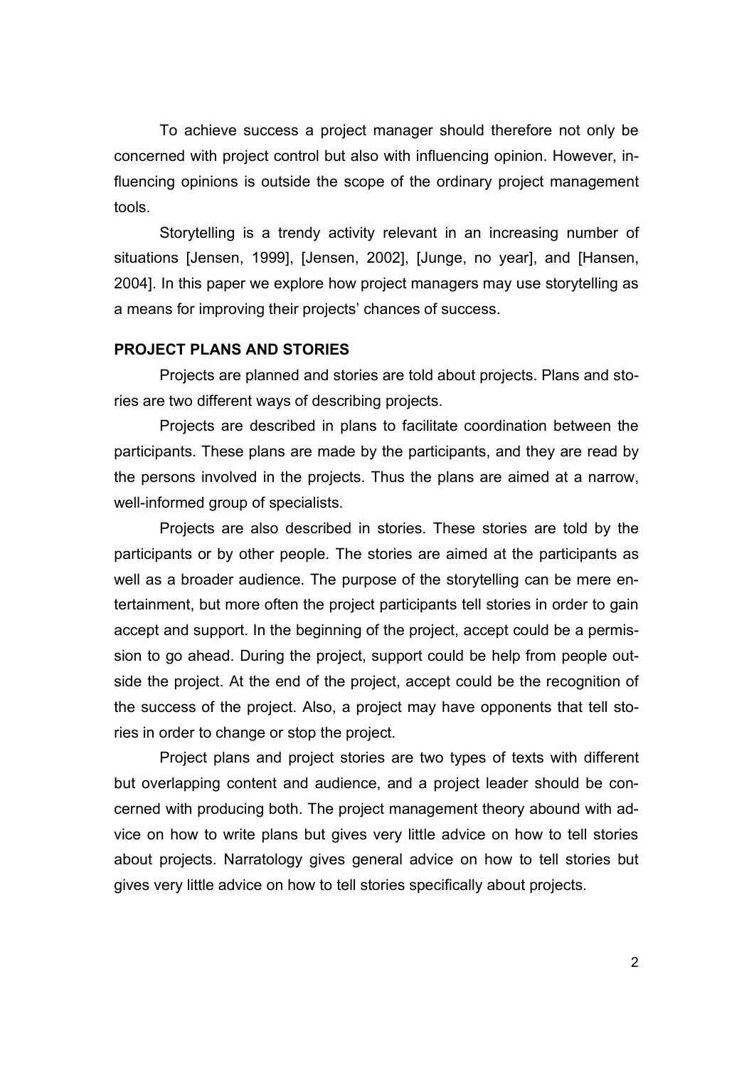To achieve success a project manager should therefore not only be concerned with project control but also with influencing opinion. However, influencing opinions is outside the scope of the ordinary project management tools.

Storytelling is a trendy activity relevant in an increasing number of situations [Jensen, 1999], [Jensen, 2002], [Junge, no year], and [Hansen, 2004]. In this paper we explore how project managers may use storytelling as a means for improving their projects' chances of success.

## PROJECT PLANS AND STORIES

Projects are planned and stories are told about projects. Plans and stories are two different ways of describing projects.

Projects are described in plans to facilitate coordination between the participants. These plans are made by the participants, and they are read by the persons involved in the projects. Thus the plans are aimed at a narrow, well-informed group of specialists.

Projects are also described in stories. These stories are told by the participants or by other people. The stories are aimed at the participants as well as a broader audience. The purpose of the storytelling can be mere entertainment, but more often the project participants tell stories in order to gain accept and support. In the beginning of the project, accept could be a permission to go ahead. During the project, support could be help from people outside the project. At the end of the project, accept could be the recognition of the success of the project. Also, a project may have opponents that tell stories in order to change or stop the project.

Project plans and project stories are two types of texts with different but overlapping content and audience, and a project leader should be concerned with producing both. The project management theory abound with advice on how to write plans but gives very little advice on how to tell stories about projects. Narratology gives general advice on how to tell stories but gives very little advice on how to tell stories specifically about projects.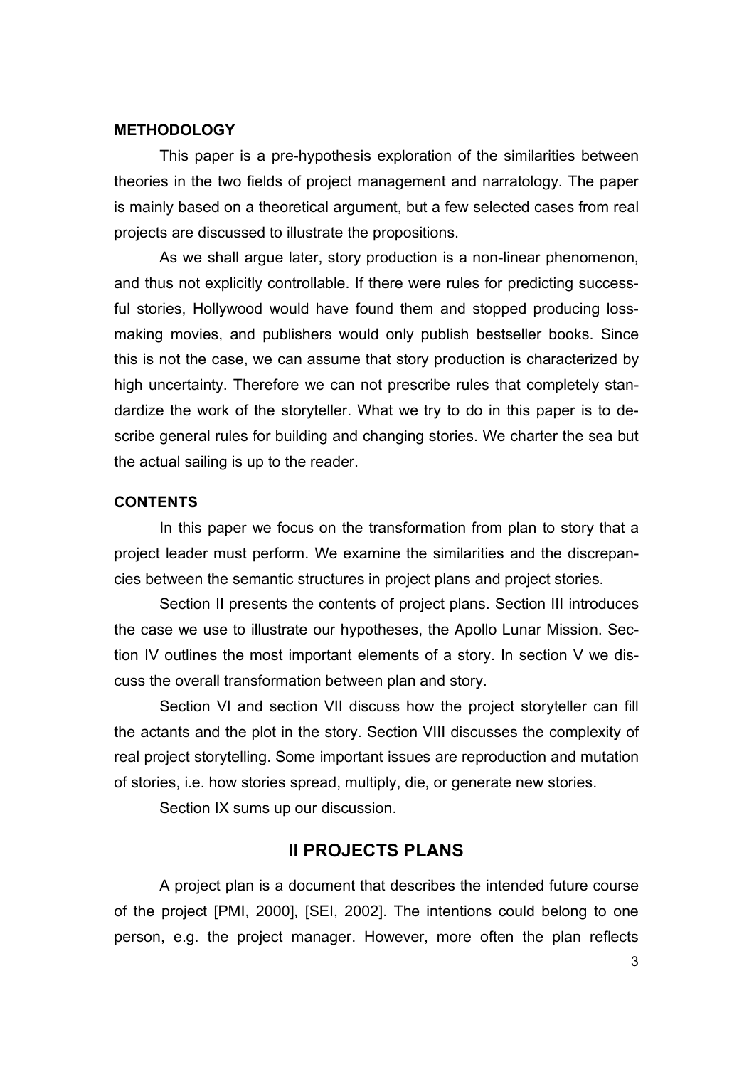### METHODOLOGY

This paper is a pre-hypothesis exploration of the similarities between theories in the two fields of project management and narratology. The paper is mainly based on a theoretical argument, but a few selected cases from real projects are discussed to illustrate the propositions.

As we shall argue later, story production is a non-linear phenomenon, and thus not explicitly controllable. If there were rules for predicting successful stories, Hollywood would have found them and stopped producing loss-making movies, and publishers would only publish bestseller books. Since this is not the case, we can assume that story production is characterized by high uncertainty. Therefore we can not prescribe rules that completely standardize the work of the storyteller. What we try to do in this paper is to describe general rules for building and changing stories. We charter the sea but the actual sailing is up to the reader.

### CONTENTS

In this paper we focus on the transformation from plan to story that a project leader must perform. We examine the similarities and the discrepancies between the semantic structures in project plans and project stories.

Section II presents the contents of project plans. Section III introduces the case we use to illustrate our hypotheses, the Apollo Lunar Mission. Section IV outlines the most important elements of a story. In section V we discuss the overall transformation between plan and story.

Section VI and section VII discuss how the project storyteller can fill the actants and the plot in the story. Section VIII discusses the complexity of real project storytelling. Some important issues are reproduction and mutation of stories, i.e. how stories spread, multiply, die, or generate new stories.

Section IX sums up our discussion.

## II PROJECTS PLANS

A project plan is a document that describes the intended future course of the project [PMI, 2000], [SEI, 2002]. The intentions could belong to one person, e.g. the project manager. However, more often the plan reflects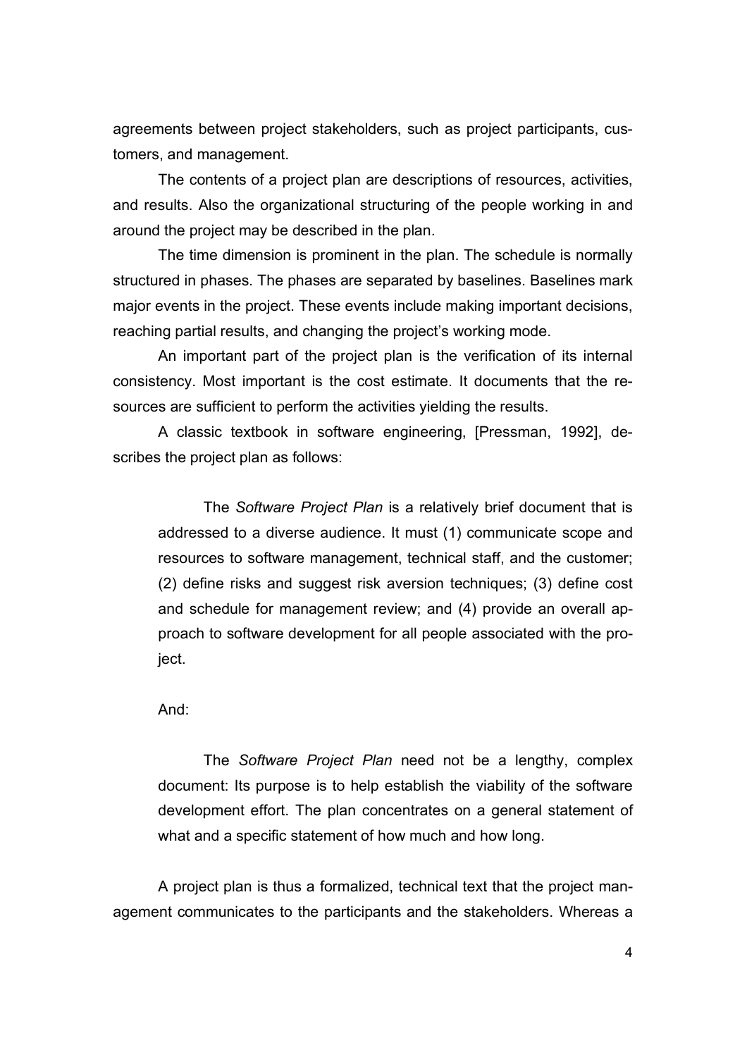agreements between project stakeholders, such as project participants, customers, and management.

The contents of a project plan are descriptions of resources, activities, and results. Also the organizational structuring of the people working in and around the project may be described in the plan.

The time dimension is prominent in the plan. The schedule is normally structured in phases. The phases are separated by baselines. Baselines mark major events in the project. These events include making important decisions, reaching partial results, and changing the project's working mode.

An important part of the project plan is the verification of its internal consistency. Most important is the cost estimate. It documents that the resources are sufficient to perform the activities yielding the results.

A classic textbook in software engineering, [Pressman, 1992], describes the project plan as follows:

> The *Software Project Plan* is a relatively brief document that is addressed to a diverse audience. It must (1) communicate scope and resources to software management, technical staff, and the customer; (2) define risks and suggest risk aversion techniques; (3) define cost and schedule for management review; and (4) provide an overall approach to software development for all people associated with the project.

And:

> The *Software Project Plan* need not be a lengthy, complex document: Its purpose is to help establish the viability of the software development effort. The plan concentrates on a general statement of what and a specific statement of how much and how long.

A project plan is thus a formalized, technical text that the project management communicates to the participants and the stakeholders. Whereas a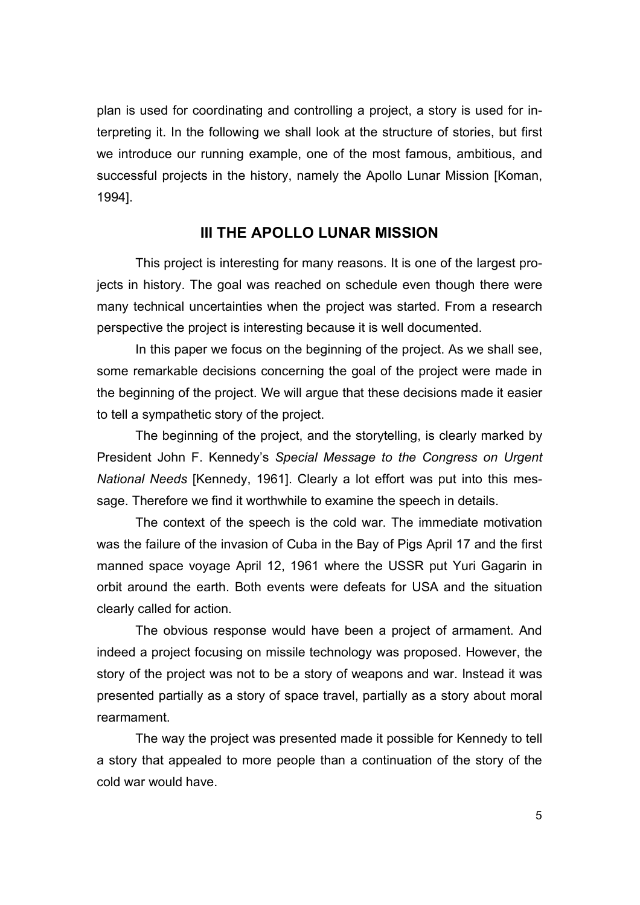plan is used for coordinating and controlling a project, a story is used for interpreting it. In the following we shall look at the structure of stories, but first we introduce our running example, one of the most famous, ambitious, and successful projects in the history, namely the Apollo Lunar Mission [Koman, 1994].

## III THE APOLLO LUNAR MISSION

This project is interesting for many reasons. It is one of the largest projects in history. The goal was reached on schedule even though there were many technical uncertainties when the project was started. From a research perspective the project is interesting because it is well documented.

In this paper we focus on the beginning of the project. As we shall see, some remarkable decisions concerning the goal of the project were made in the beginning of the project. We will argue that these decisions made it easier to tell a sympathetic story of the project.

The beginning of the project, and the storytelling, is clearly marked by President John F. Kennedy's *Special Message to the Congress on Urgent National Needs* [Kennedy, 1961]. Clearly a lot effort was put into this message. Therefore we find it worthwhile to examine the speech in details.

The context of the speech is the cold war. The immediate motivation was the failure of the invasion of Cuba in the Bay of Pigs April 17 and the first manned space voyage April 12, 1961 where the USSR put Yuri Gagarin in orbit around the earth. Both events were defeats for USA and the situation clearly called for action.

The obvious response would have been a project of armament. And indeed a project focusing on missile technology was proposed. However, the story of the project was not to be a story of weapons and war. Instead it was presented partially as a story of space travel, partially as a story about moral rearmament.

The way the project was presented made it possible for Kennedy to tell a story that appealed to more people than a continuation of the story of the cold war would have.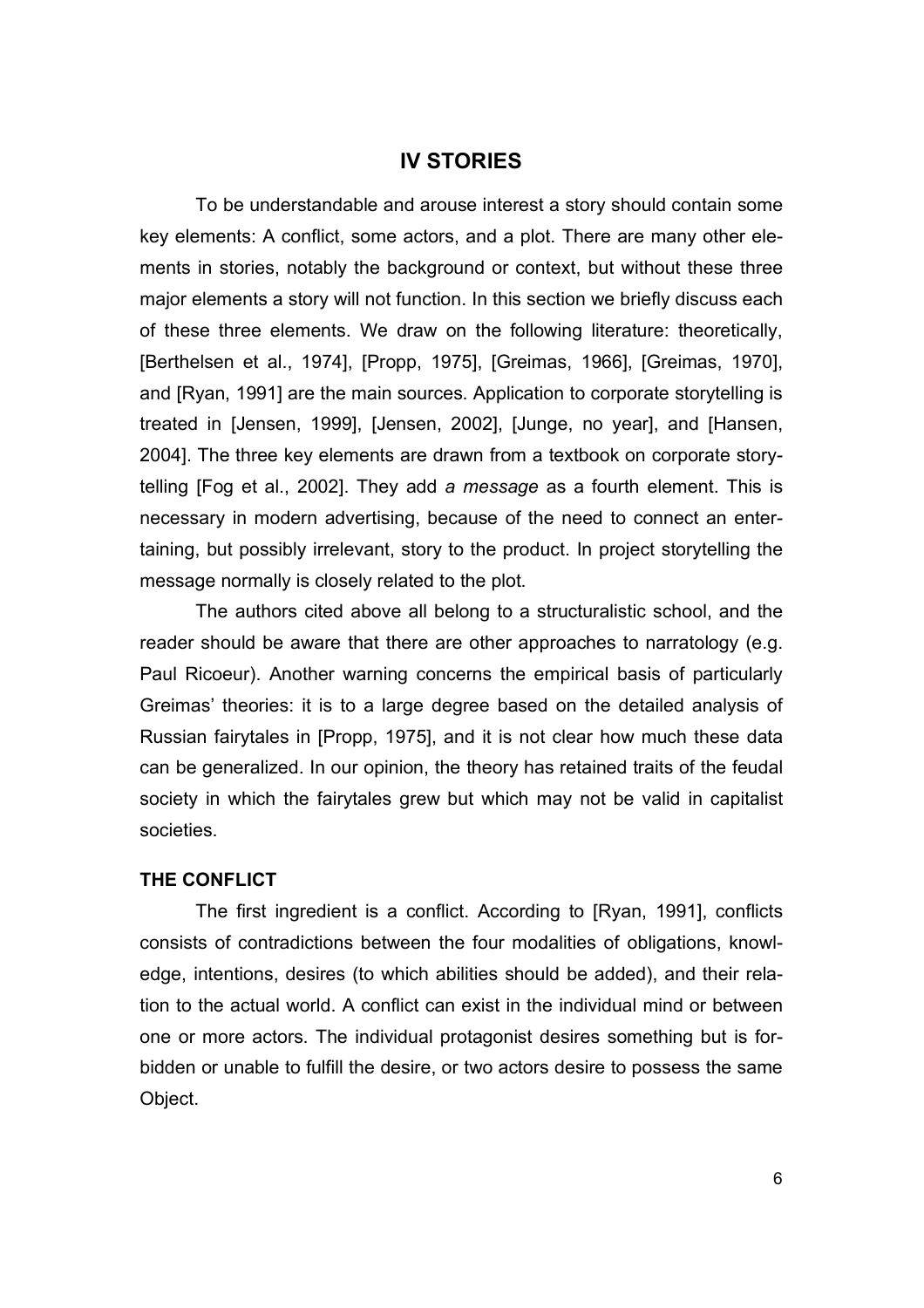## IV STORIES

To be understandable and arouse interest a story should contain some key elements: A conflict, some actors, and a plot. There are many other elements in stories, notably the background or context, but without these three major elements a story will not function. In this section we briefly discuss each of these three elements. We draw on the following literature: theoretically, [Berthelsen et al., 1974], [Propp, 1975], [Greimas, 1966], [Greimas, 1970], and [Ryan, 1991] are the main sources. Application to corporate storytelling is treated in [Jensen, 1999], [Jensen, 2002], [Junge, no year], and [Hansen, 2004]. The three key elements are drawn from a textbook on corporate storytelling [Fog et al., 2002]. They add *a message* as a fourth element. This is necessary in modern advertising, because of the need to connect an entertaining, but possibly irrelevant, story to the product. In project storytelling the message normally is closely related to the plot.

The authors cited above all belong to a structuralistic school, and the reader should be aware that there are other approaches to narratology (e.g. Paul Ricoeur). Another warning concerns the empirical basis of particularly Greimas' theories: it is to a large degree based on the detailed analysis of Russian fairytales in [Propp, 1975], and it is not clear how much these data can be generalized. In our opinion, the theory has retained traits of the feudal society in which the fairytales grew but which may not be valid in capitalist societies.

### THE CONFLICT

The first ingredient is a conflict. According to [Ryan, 1991], conflicts consists of contradictions between the four modalities of obligations, knowledge, intentions, desires (to which abilities should be added), and their relation to the actual world. A conflict can exist in the individual mind or between one or more actors. The individual protagonist desires something but is forbidden or unable to fulfill the desire, or two actors desire to possess the same Object.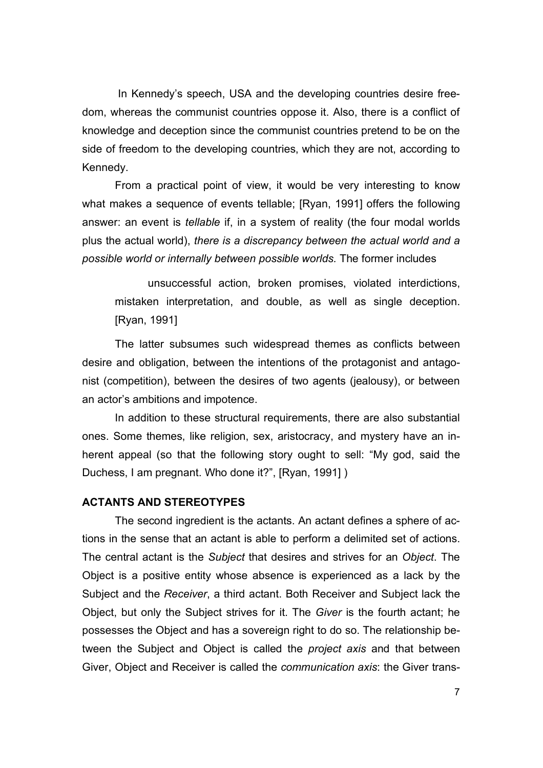In Kennedy's speech, USA and the developing countries desire freedom, whereas the communist countries oppose it. Also, there is a conflict of knowledge and deception since the communist countries pretend to be on the side of freedom to the developing countries, which they are not, according to Kennedy.

From a practical point of view, it would be very interesting to know what makes a sequence of events tellable; [Ryan, 1991] offers the following answer: an event is *tellable* if, in a system of reality (the four modal worlds plus the actual world), *there is a discrepancy between the actual world and a possible world or internally between possible worlds.* The former includes

> unsuccessful action, broken promises, violated interdictions, mistaken interpretation, and double, as well as single deception. [Ryan, 1991]

The latter subsumes such widespread themes as conflicts between desire and obligation, between the intentions of the protagonist and antagonist (competition), between the desires of two agents (jealousy), or between an actor's ambitions and impotence.

In addition to these structural requirements, there are also substantial ones. Some themes, like religion, sex, aristocracy, and mystery have an inherent appeal (so that the following story ought to sell: "My god, said the Duchess, I am pregnant. Who done it?", [Ryan, 1991] )

## ACTANTS AND STEREOTYPES

The second ingredient is the actants. An actant defines a sphere of actions in the sense that an actant is able to perform a delimited set of actions. The central actant is the *Subject* that desires and strives for an *Object*. The Object is a positive entity whose absence is experienced as a lack by the Subject and the *Receiver*, a third actant. Both Receiver and Subject lack the Object, but only the Subject strives for it. The *Giver* is the fourth actant; he possesses the Object and has a sovereign right to do so. The relationship between the Subject and Object is called the *project axis* and that between Giver, Object and Receiver is called the *communication axis*: the Giver trans-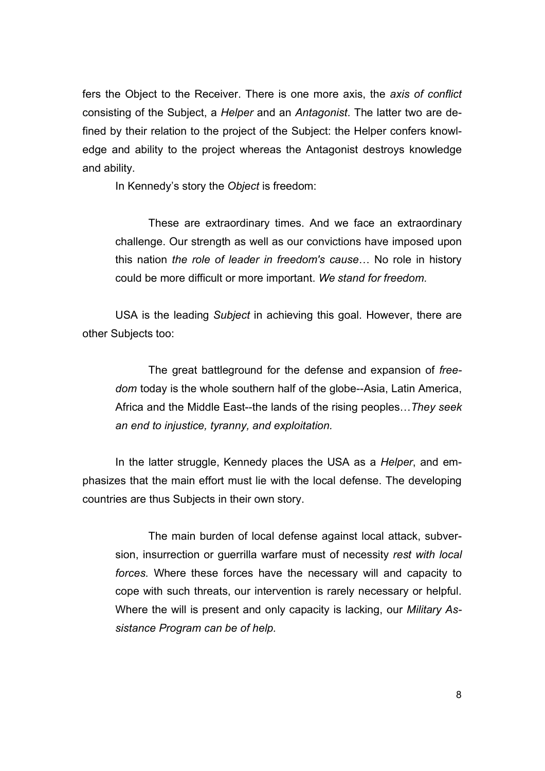fers the Object to the Receiver. There is one more axis, the *axis of conflict* consisting of the Subject, a *Helper* and an *Antagonist*. The latter two are defined by their relation to the project of the Subject: the Helper confers knowledge and ability to the project whereas the Antagonist destroys knowledge and ability.

In Kennedy's story the *Object* is freedom:

> These are extraordinary times. And we face an extraordinary challenge. Our strength as well as our convictions have imposed upon this nation *the role of leader in freedom's cause*… No role in history could be more difficult or more important. *We stand for freedom.*

USA is the leading *Subject* in achieving this goal. However, there are other Subjects too:

> The great battleground for the defense and expansion of *freedom* today is the whole southern half of the globe--Asia, Latin America, Africa and the Middle East--the lands of the rising peoples…*They seek an end to injustice, tyranny, and exploitation.*

In the latter struggle, Kennedy places the USA as a *Helper*, and emphasizes that the main effort must lie with the local defense. The developing countries are thus Subjects in their own story.

> The main burden of local defense against local attack, subversion, insurrection or guerrilla warfare must of necessity *rest with local forces.* Where these forces have the necessary will and capacity to cope with such threats, our intervention is rarely necessary or helpful. Where the will is present and only capacity is lacking, our *Military Assistance Program can be of help.*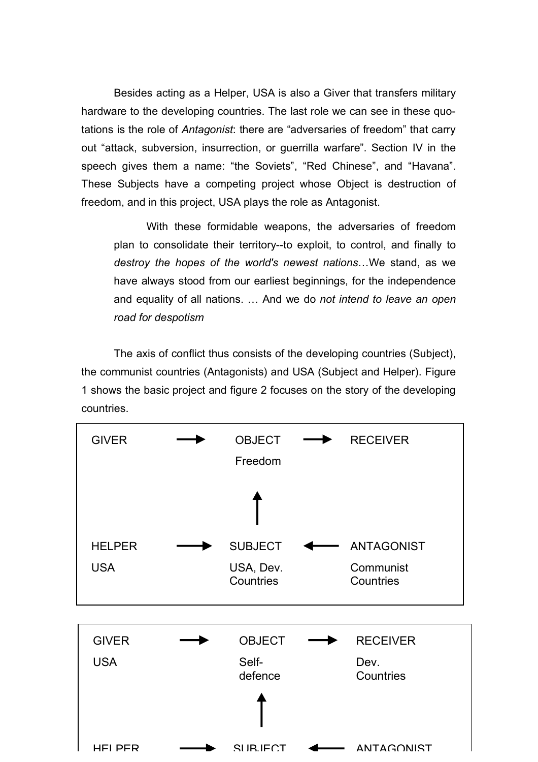Besides acting as a Helper, USA is also a Giver that transfers military hardware to the developing countries. The last role we can see in these quotations is the role of *Antagonist*: there are “adversaries of freedom” that carry out “attack, subversion, insurrection, or guerrilla warfare”. Section IV in the speech gives them a name: “the Soviets”, “Red Chinese”, and “Havana”. These Subjects have a competing project whose Object is destruction of freedom, and in this project, USA plays the role as Antagonist.

> With these formidable weapons, the adversaries of freedom plan to consolidate their territory--to exploit, to control, and finally to *destroy the hopes of the world's newest nations*…We stand, as we have always stood from our earliest beginnings, for the independence and equality of all nations. … And we do *not intend to leave an open road for despotism*

The axis of conflict thus consists of the developing countries (Subject), the communist countries (Antagonists) and USA (Subject and Helper). Figure 1 shows the basic project and figure 2 focuses on the story of the developing countries.

| GIVER | → | OBJECT | → | RECEIVER |
|---|---|---|---|---|
| | | Freedom | | |
| | | ↑ | | |
| HELPER | → | SUBJECT | ← | ANTAGONIST |
| USA | | USA, Dev. Countries | | Communist Countries |

| GIVER | → | OBJECT | → | RECEIVER |
|---|---|---|---|---|
| USA | | Self-defence | | Dev. Countries |
| | | ↑ | | |
| HELPER | → | SUBJECT | ← | ANTAGONIST |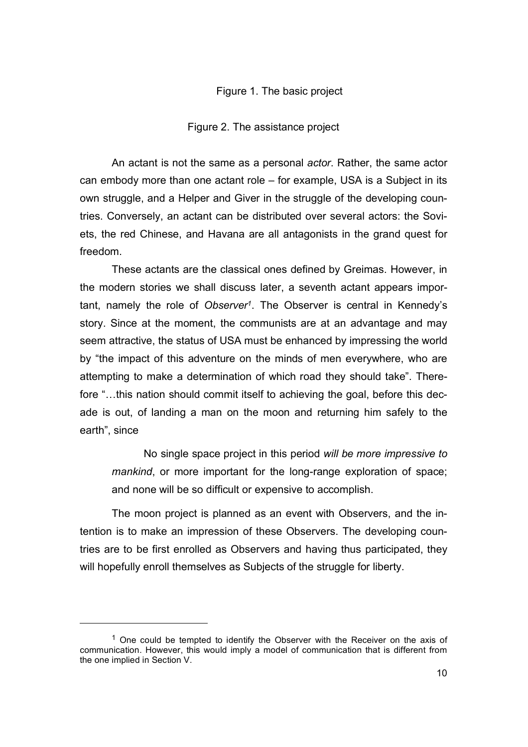Figure 1. The basic project

Figure 2. The assistance project

An actant is not the same as a personal *actor*. Rather, the same actor can embody more than one actant role – for example, USA is a Subject in its own struggle, and a Helper and Giver in the struggle of the developing countries. Conversely, an actant can be distributed over several actors: the Soviets, the red Chinese, and Havana are all antagonists in the grand quest for freedom.

These actants are the classical ones defined by Greimas. However, in the modern stories we shall discuss later, a seventh actant appears important, namely the role of *Observer*[1]. The Observer is central in Kennedy's story. Since at the moment, the communists are at an advantage and may seem attractive, the status of USA must be enhanced by impressing the world by "the impact of this adventure on the minds of men everywhere, who are attempting to make a determination of which road they should take". Therefore "…this nation should commit itself to achieving the goal, before this decade is out, of landing a man on the moon and returning him safely to the earth", since

> No single space project in this period *will be more impressive to mankind*, or more important for the long-range exploration of space; and none will be so difficult or expensive to accomplish.

The moon project is planned as an event with Observers, and the intention is to make an impression of these Observers. The developing countries are to be first enrolled as Observers and having thus participated, they will hopefully enroll themselves as Subjects of the struggle for liberty.

[1] One could be tempted to identify the Observer with the Receiver on the axis of communication. However, this would imply a model of communication that is different from the one implied in Section V.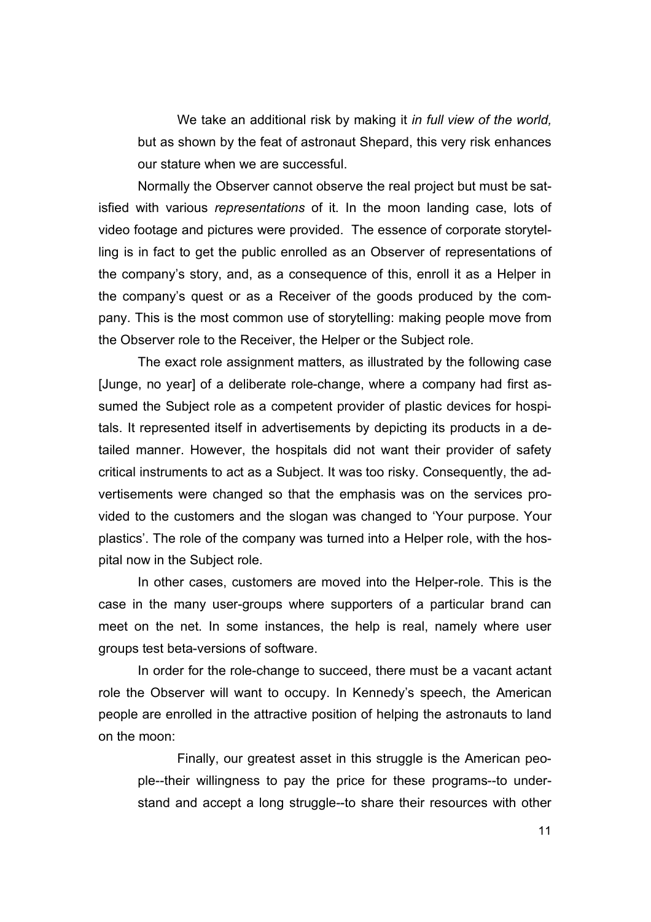> We take an additional risk by making it *in full view of the world,* but as shown by the feat of astronaut Shepard, this very risk enhances our stature when we are successful.

Normally the Observer cannot observe the real project but must be satisfied with various *representations* of it. In the moon landing case, lots of video footage and pictures were provided. The essence of corporate storytelling is in fact to get the public enrolled as an Observer of representations of the company's story, and, as a consequence of this, enroll it as a Helper in the company's quest or as a Receiver of the goods produced by the company. This is the most common use of storytelling: making people move from the Observer role to the Receiver, the Helper or the Subject role.

The exact role assignment matters, as illustrated by the following case [Junge, no year] of a deliberate role-change, where a company had first assumed the Subject role as a competent provider of plastic devices for hospitals. It represented itself in advertisements by depicting its products in a detailed manner. However, the hospitals did not want their provider of safety critical instruments to act as a Subject. It was too risky. Consequently, the advertisements were changed so that the emphasis was on the services provided to the customers and the slogan was changed to 'Your purpose. Your plastics'. The role of the company was turned into a Helper role, with the hospital now in the Subject role.

In other cases, customers are moved into the Helper-role. This is the case in the many user-groups where supporters of a particular brand can meet on the net. In some instances, the help is real, namely where user groups test beta-versions of software.

In order for the role-change to succeed, there must be a vacant actant role the Observer will want to occupy. In Kennedy's speech, the American people are enrolled in the attractive position of helping the astronauts to land on the moon:

> Finally, our greatest asset in this struggle is the American people--their willingness to pay the price for these programs--to understand and accept a long struggle--to share their resources with other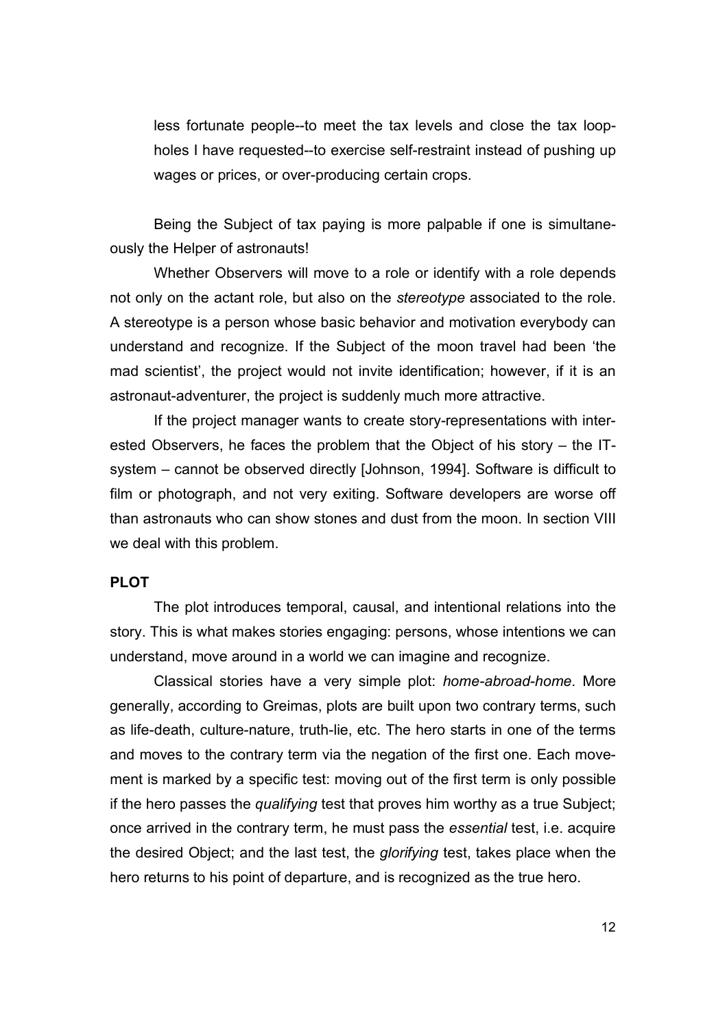> less fortunate people--to meet the tax levels and close the tax loop-holes I have requested--to exercise self-restraint instead of pushing up wages or prices, or over-producing certain crops.

Being the Subject of tax paying is more palpable if one is simultaneously the Helper of astronauts!

Whether Observers will move to a role or identify with a role depends not only on the actant role, but also on the *stereotype* associated to the role. A stereotype is a person whose basic behavior and motivation everybody can understand and recognize. If the Subject of the moon travel had been 'the mad scientist', the project would not invite identification; however, if it is an astronaut-adventurer, the project is suddenly much more attractive.

If the project manager wants to create story-representations with interested Observers, he faces the problem that the Object of his story – the IT-system – cannot be observed directly [Johnson, 1994]. Software is difficult to film or photograph, and not very exiting. Software developers are worse off than astronauts who can show stones and dust from the moon. In section VIII we deal with this problem.

**PLOT**

The plot introduces temporal, causal, and intentional relations into the story. This is what makes stories engaging: persons, whose intentions we can understand, move around in a world we can imagine and recognize.

Classical stories have a very simple plot: *home-abroad-home*. More generally, according to Greimas, plots are built upon two contrary terms, such as life-death, culture-nature, truth-lie, etc. The hero starts in one of the terms and moves to the contrary term via the negation of the first one. Each movement is marked by a specific test: moving out of the first term is only possible if the hero passes the *qualifying* test that proves him worthy as a true Subject; once arrived in the contrary term, he must pass the *essential* test, i.e. acquire the desired Object; and the last test, the *glorifying* test, takes place when the hero returns to his point of departure, and is recognized as the true hero.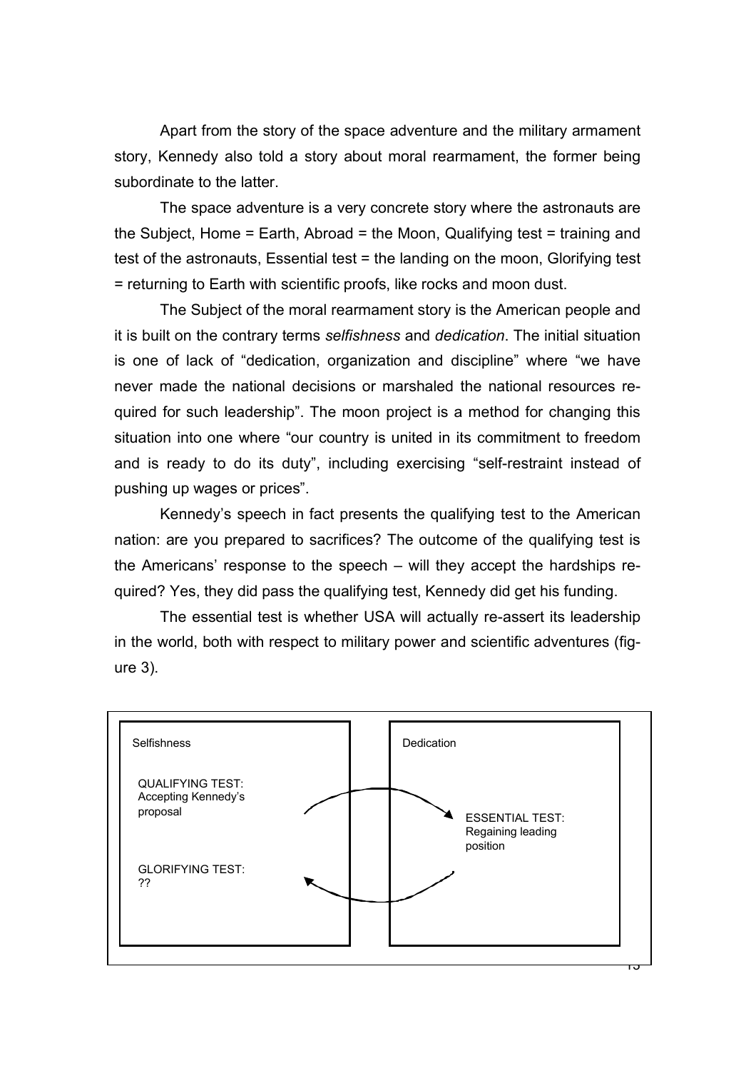Apart from the story of the space adventure and the military armament story, Kennedy also told a story about moral rearmament, the former being subordinate to the latter.

The space adventure is a very concrete story where the astronauts are the Subject, Home = Earth, Abroad = the Moon, Qualifying test = training and test of the astronauts, Essential test = the landing on the moon, Glorifying test = returning to Earth with scientific proofs, like rocks and moon dust.

The Subject of the moral rearmament story is the American people and it is built on the contrary terms *selfishness* and *dedication*. The initial situation is one of lack of "dedication, organization and discipline" where "we have never made the national decisions or marshaled the national resources required for such leadership". The moon project is a method for changing this situation into one where "our country is united in its commitment to freedom and is ready to do its duty", including exercising "self-restraint instead of pushing up wages or prices".

Kennedy's speech in fact presents the qualifying test to the American nation: are you prepared to sacrifices? The outcome of the qualifying test is the Americans' response to the speech – will they accept the hardships required? Yes, they did pass the qualifying test, Kennedy did get his funding.

The essential test is whether USA will actually re-assert its leadership in the world, both with respect to military power and scientific adventures (figure 3).

| Selfishness | Dedication |
| --- | --- |
| QUALIFYING TEST: Accepting Kennedy's proposal → | ESSENTIAL TEST: Regaining leading position |
| GLORIFYING TEST: ?? ← | |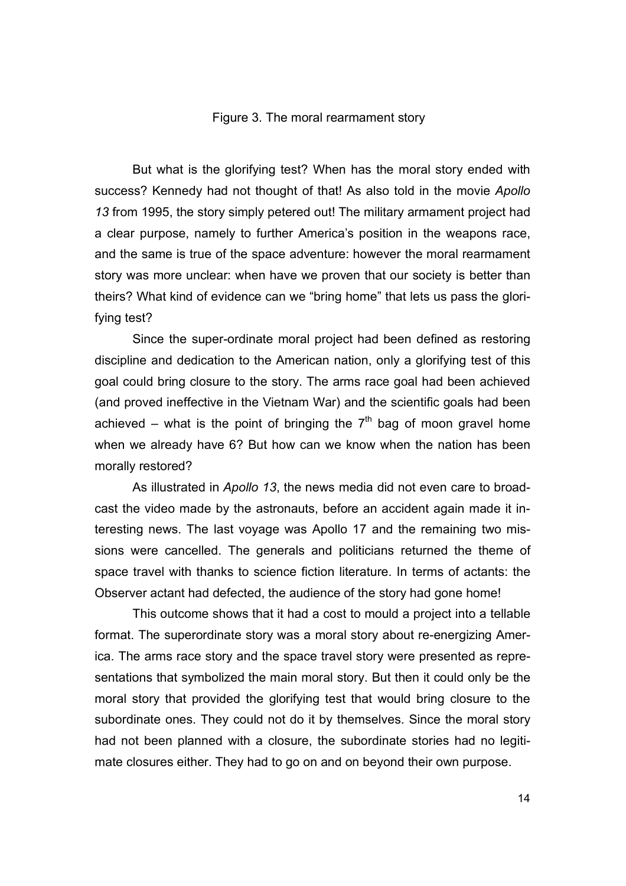Figure 3. The moral rearmament story

But what is the glorifying test? When has the moral story ended with success? Kennedy had not thought of that! As also told in the movie *Apollo 13* from 1995, the story simply petered out! The military armament project had a clear purpose, namely to further America's position in the weapons race, and the same is true of the space adventure: however the moral rearmament story was more unclear: when have we proven that our society is better than theirs? What kind of evidence can we "bring home" that lets us pass the glorifying test?

Since the super-ordinate moral project had been defined as restoring discipline and dedication to the American nation, only a glorifying test of this goal could bring closure to the story. The arms race goal had been achieved (and proved ineffective in the Vietnam War) and the scientific goals had been achieved – what is the point of bringing the 7th bag of moon gravel home when we already have 6? But how can we know when the nation has been morally restored?

As illustrated in *Apollo 13*, the news media did not even care to broadcast the video made by the astronauts, before an accident again made it interesting news. The last voyage was Apollo 17 and the remaining two missions were cancelled. The generals and politicians returned the theme of space travel with thanks to science fiction literature. In terms of actants: the Observer actant had defected, the audience of the story had gone home!

This outcome shows that it had a cost to mould a project into a tellable format. The superordinate story was a moral story about re-energizing America. The arms race story and the space travel story were presented as representations that symbolized the main moral story. But then it could only be the moral story that provided the glorifying test that would bring closure to the subordinate ones. They could not do it by themselves. Since the moral story had not been planned with a closure, the subordinate stories had no legitimate closures either. They had to go on and on beyond their own purpose.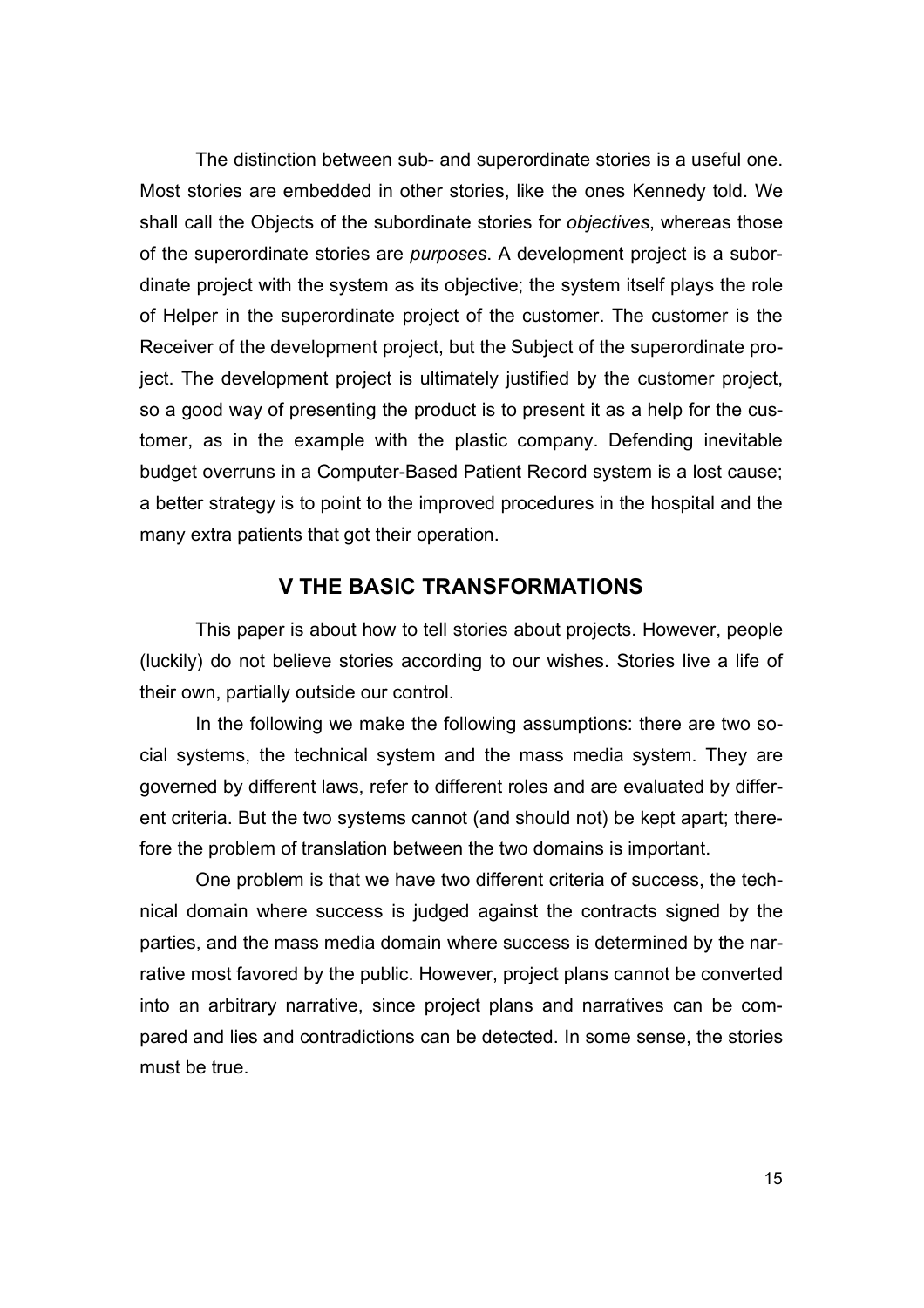The distinction between sub- and superordinate stories is a useful one. Most stories are embedded in other stories, like the ones Kennedy told. We shall call the Objects of the subordinate stories for *objectives*, whereas those of the superordinate stories are *purposes*. A development project is a subordinate project with the system as its objective; the system itself plays the role of Helper in the superordinate project of the customer. The customer is the Receiver of the development project, but the Subject of the superordinate project. The development project is ultimately justified by the customer project, so a good way of presenting the product is to present it as a help for the customer, as in the example with the plastic company. Defending inevitable budget overruns in a Computer-Based Patient Record system is a lost cause; a better strategy is to point to the improved procedures in the hospital and the many extra patients that got their operation.

## V THE BASIC TRANSFORMATIONS

This paper is about how to tell stories about projects. However, people (luckily) do not believe stories according to our wishes. Stories live a life of their own, partially outside our control.

In the following we make the following assumptions: there are two social systems, the technical system and the mass media system. They are governed by different laws, refer to different roles and are evaluated by different criteria. But the two systems cannot (and should not) be kept apart; therefore the problem of translation between the two domains is important.

One problem is that we have two different criteria of success, the technical domain where success is judged against the contracts signed by the parties, and the mass media domain where success is determined by the narrative most favored by the public. However, project plans cannot be converted into an arbitrary narrative, since project plans and narratives can be compared and lies and contradictions can be detected. In some sense, the stories must be true.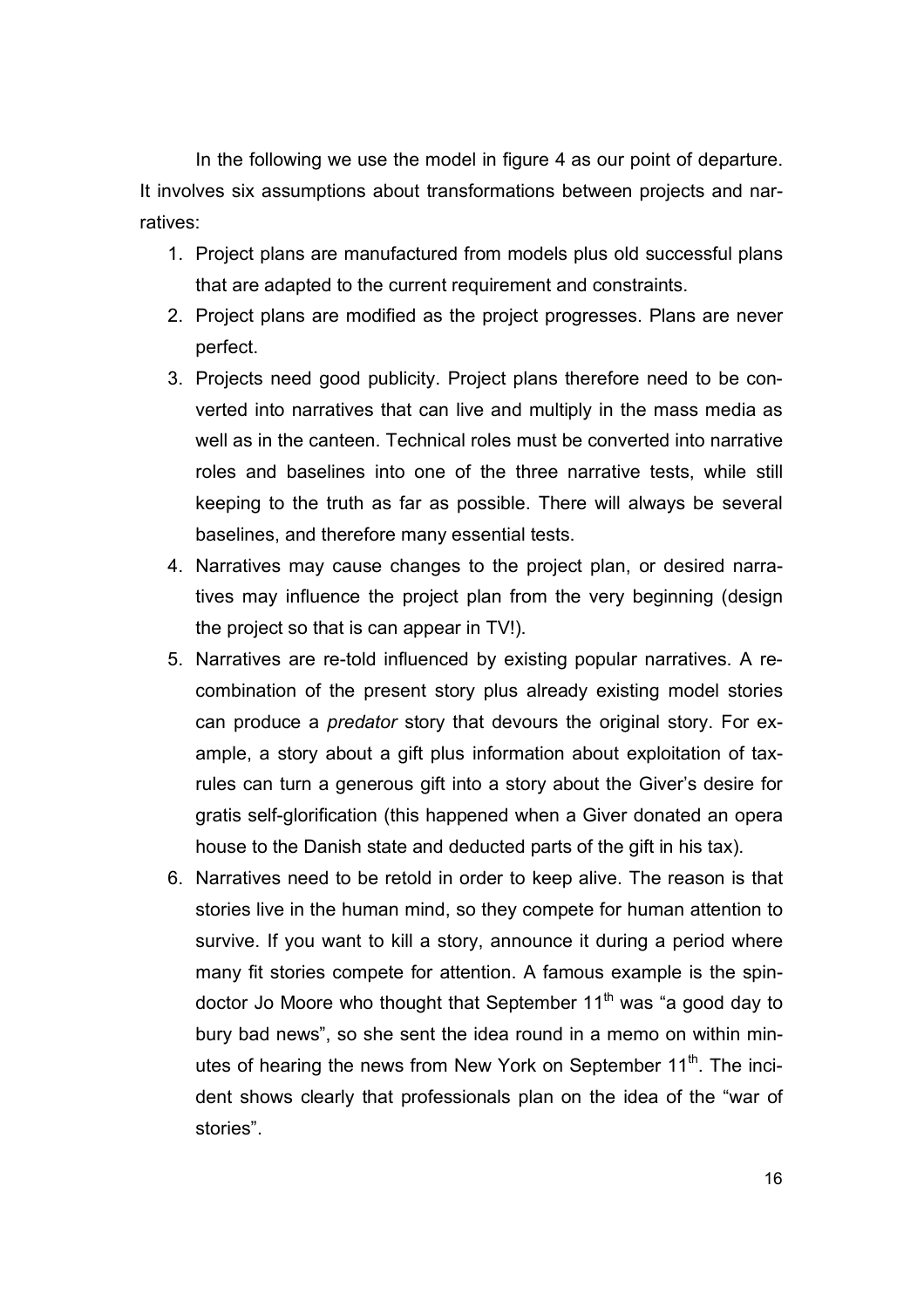In the following we use the model in figure 4 as our point of departure. It involves six assumptions about transformations between projects and narratives:

1. Project plans are manufactured from models plus old successful plans that are adapted to the current requirement and constraints.
2. Project plans are modified as the project progresses. Plans are never perfect.
3. Projects need good publicity. Project plans therefore need to be converted into narratives that can live and multiply in the mass media as well as in the canteen. Technical roles must be converted into narrative roles and baselines into one of the three narrative tests, while still keeping to the truth as far as possible. There will always be several baselines, and therefore many essential tests.
4. Narratives may cause changes to the project plan, or desired narratives may influence the project plan from the very beginning (design the project so that is can appear in TV!).
5. Narratives are re-told influenced by existing popular narratives. A re-combination of the present story plus already existing model stories can produce a *predator* story that devours the original story. For example, a story about a gift plus information about exploitation of tax-rules can turn a generous gift into a story about the Giver's desire for gratis self-glorification (this happened when a Giver donated an opera house to the Danish state and deducted parts of the gift in his tax).
6. Narratives need to be retold in order to keep alive. The reason is that stories live in the human mind, so they compete for human attention to survive. If you want to kill a story, announce it during a period where many fit stories compete for attention. A famous example is the spin-doctor Jo Moore who thought that September 11th was "a good day to bury bad news", so she sent the idea round in a memo on within minutes of hearing the news from New York on September 11th. The incident shows clearly that professionals plan on the idea of the "war of stories".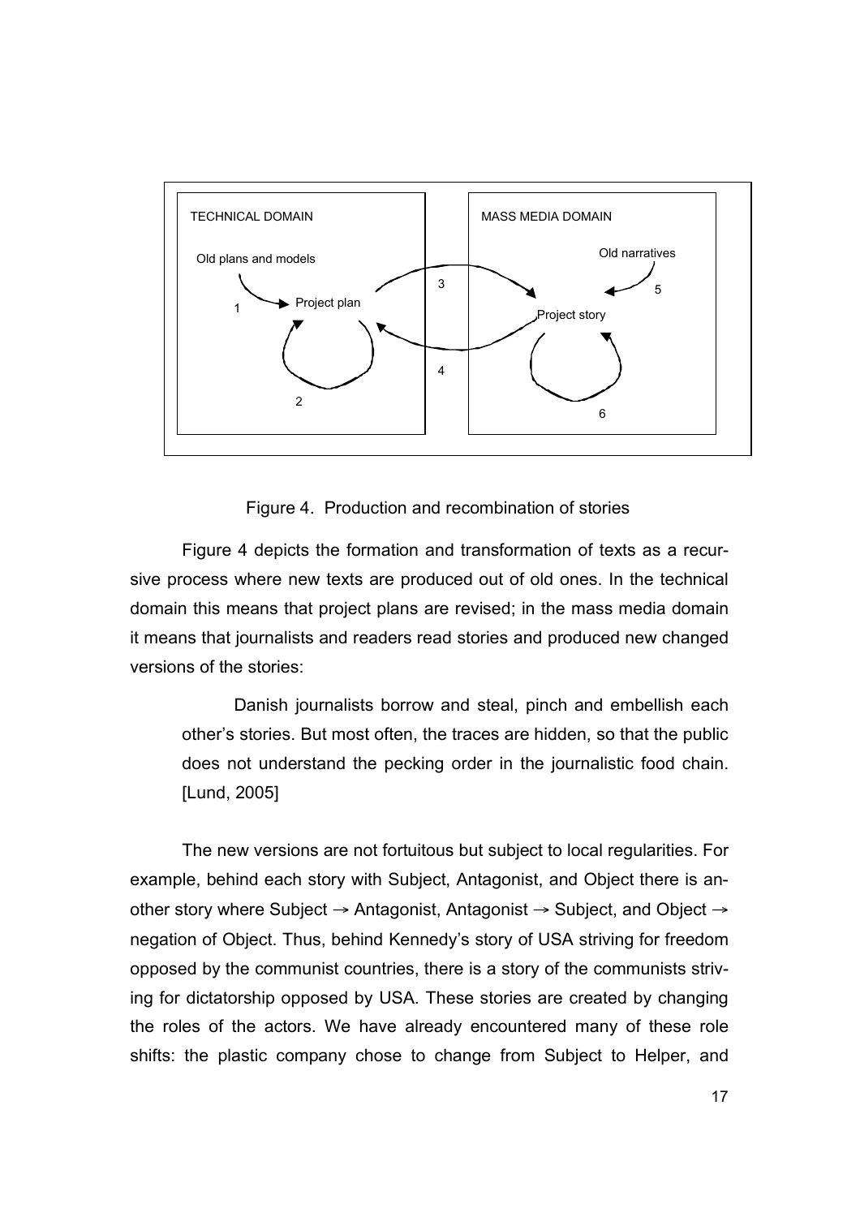TECHNICAL DOMAIN

Old plans and models

Project plan

MASS MEDIA DOMAIN

Old narratives

Project story

1 2 3 4 5 6

Figure 4. Production and recombination of stories

Figure 4 depicts the formation and transformation of texts as a recursive process where new texts are produced out of old ones. In the technical domain this means that project plans are revised; in the mass media domain it means that journalists and readers read stories and produced new changed versions of the stories:

> Danish journalists borrow and steal, pinch and embellish each other's stories. But most often, the traces are hidden, so that the public does not understand the pecking order in the journalistic food chain. [Lund, 2005]

The new versions are not fortuitous but subject to local regularities. For example, behind each story with Subject, Antagonist, and Object there is another story where Subject → Antagonist, Antagonist → Subject, and Object → negation of Object. Thus, behind Kennedy's story of USA striving for freedom opposed by the communist countries, there is a story of the communists striving for dictatorship opposed by USA. These stories are created by changing the roles of the actors. We have already encountered many of these role shifts: the plastic company chose to change from Subject to Helper, and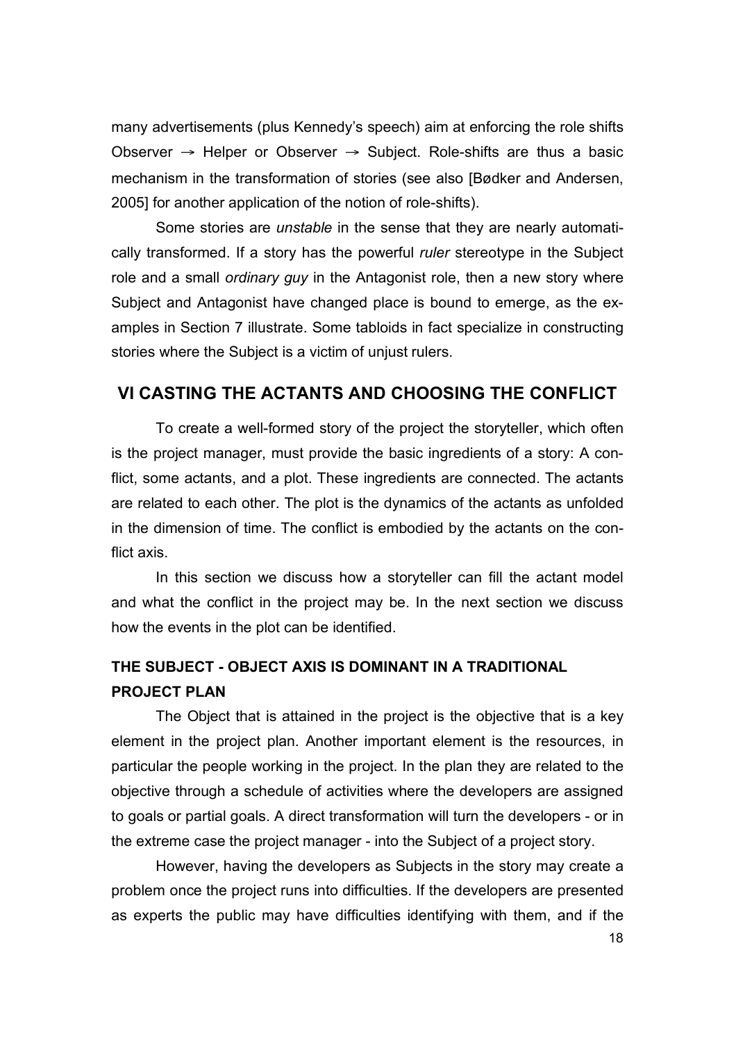many advertisements (plus Kennedy's speech) aim at enforcing the role shifts Observer → Helper or Observer → Subject. Role-shifts are thus a basic mechanism in the transformation of stories (see also [Bødker and Andersen, 2005] for another application of the notion of role-shifts).

Some stories are *unstable* in the sense that they are nearly automatically transformed. If a story has the powerful *ruler* stereotype in the Subject role and a small *ordinary guy* in the Antagonist role, then a new story where Subject and Antagonist have changed place is bound to emerge, as the examples in Section 7 illustrate. Some tabloids in fact specialize in constructing stories where the Subject is a victim of unjust rulers.

## VI CASTING THE ACTANTS AND CHOOSING THE CONFLICT

To create a well-formed story of the project the storyteller, which often is the project manager, must provide the basic ingredients of a story: A conflict, some actants, and a plot. These ingredients are connected. The actants are related to each other. The plot is the dynamics of the actants as unfolded in the dimension of time. The conflict is embodied by the actants on the conflict axis.

In this section we discuss how a storyteller can fill the actant model and what the conflict in the project may be. In the next section we discuss how the events in the plot can be identified.

### THE SUBJECT - OBJECT AXIS IS DOMINANT IN A TRADITIONAL PROJECT PLAN

The Object that is attained in the project is the objective that is a key element in the project plan. Another important element is the resources, in particular the people working in the project. In the plan they are related to the objective through a schedule of activities where the developers are assigned to goals or partial goals. A direct transformation will turn the developers - or in the extreme case the project manager - into the Subject of a project story.

However, having the developers as Subjects in the story may create a problem once the project runs into difficulties. If the developers are presented as experts the public may have difficulties identifying with them, and if the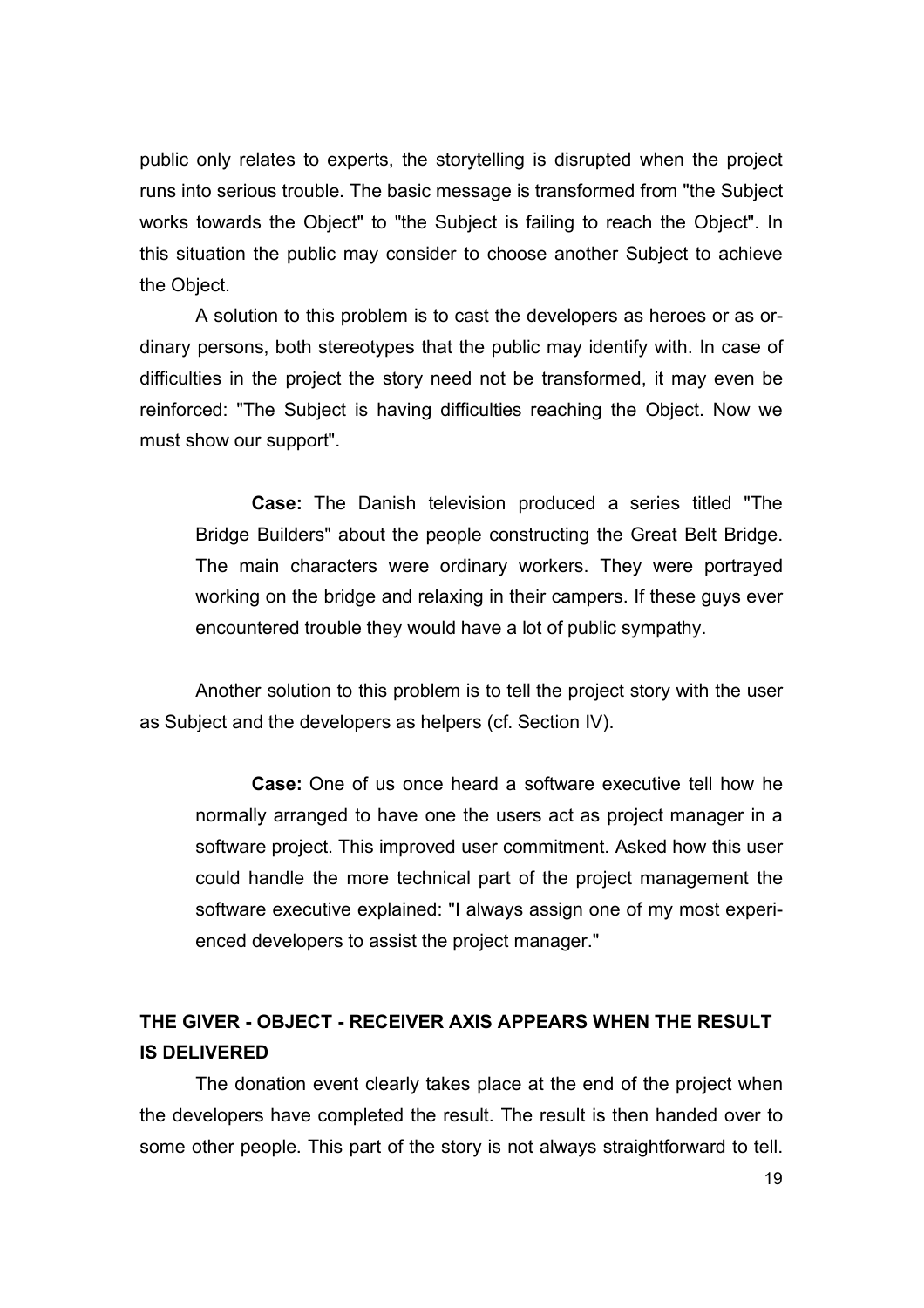public only relates to experts, the storytelling is disrupted when the project runs into serious trouble. The basic message is transformed from "the Subject works towards the Object" to "the Subject is failing to reach the Object". In this situation the public may consider to choose another Subject to achieve the Object.

A solution to this problem is to cast the developers as heroes or as ordinary persons, both stereotypes that the public may identify with. In case of difficulties in the project the story need not be transformed, it may even be reinforced: "The Subject is having difficulties reaching the Object. Now we must show our support".

> **Case:** The Danish television produced a series titled "The Bridge Builders" about the people constructing the Great Belt Bridge. The main characters were ordinary workers. They were portrayed working on the bridge and relaxing in their campers. If these guys ever encountered trouble they would have a lot of public sympathy.

Another solution to this problem is to tell the project story with the user as Subject and the developers as helpers (cf. Section IV).

> **Case:** One of us once heard a software executive tell how he normally arranged to have one the users act as project manager in a software project. This improved user commitment. Asked how this user could handle the more technical part of the project management the software executive explained: "I always assign one of my most experienced developers to assist the project manager."

## THE GIVER - OBJECT - RECEIVER AXIS APPEARS WHEN THE RESULT IS DELIVERED

The donation event clearly takes place at the end of the project when the developers have completed the result. The result is then handed over to some other people. This part of the story is not always straightforward to tell.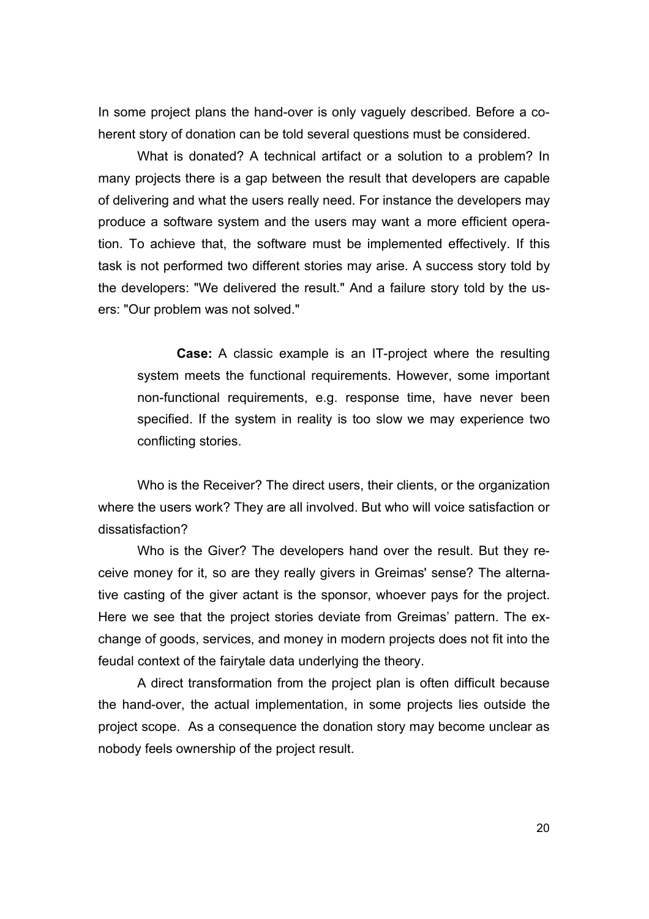In some project plans the hand-over is only vaguely described. Before a coherent story of donation can be told several questions must be considered.

What is donated? A technical artifact or a solution to a problem? In many projects there is a gap between the result that developers are capable of delivering and what the users really need. For instance the developers may produce a software system and the users may want a more efficient operation. To achieve that, the software must be implemented effectively. If this task is not performed two different stories may arise. A success story told by the developers: "We delivered the result." And a failure story told by the users: "Our problem was not solved."

> **Case:** A classic example is an IT-project where the resulting system meets the functional requirements. However, some important non-functional requirements, e.g. response time, have never been specified. If the system in reality is too slow we may experience two conflicting stories.

Who is the Receiver? The direct users, their clients, or the organization where the users work? They are all involved. But who will voice satisfaction or dissatisfaction?

Who is the Giver? The developers hand over the result. But they receive money for it, so are they really givers in Greimas' sense? The alternative casting of the giver actant is the sponsor, whoever pays for the project. Here we see that the project stories deviate from Greimas' pattern. The exchange of goods, services, and money in modern projects does not fit into the feudal context of the fairytale data underlying the theory.

A direct transformation from the project plan is often difficult because the hand-over, the actual implementation, in some projects lies outside the project scope. As a consequence the donation story may become unclear as nobody feels ownership of the project result.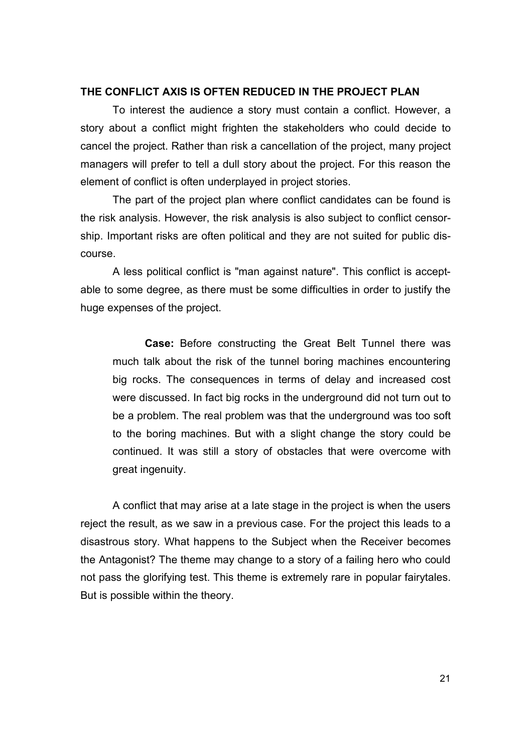## THE CONFLICT AXIS IS OFTEN REDUCED IN THE PROJECT PLAN

To interest the audience a story must contain a conflict. However, a story about a conflict might frighten the stakeholders who could decide to cancel the project. Rather than risk a cancellation of the project, many project managers will prefer to tell a dull story about the project. For this reason the element of conflict is often underplayed in project stories.

The part of the project plan where conflict candidates can be found is the risk analysis. However, the risk analysis is also subject to conflict censorship. Important risks are often political and they are not suited for public discourse.

A less political conflict is "man against nature". This conflict is acceptable to some degree, as there must be some difficulties in order to justify the huge expenses of the project.

> **Case:** Before constructing the Great Belt Tunnel there was much talk about the risk of the tunnel boring machines encountering big rocks. The consequences in terms of delay and increased cost were discussed. In fact big rocks in the underground did not turn out to be a problem. The real problem was that the underground was too soft to the boring machines. But with a slight change the story could be continued. It was still a story of obstacles that were overcome with great ingenuity.

A conflict that may arise at a late stage in the project is when the users reject the result, as we saw in a previous case. For the project this leads to a disastrous story. What happens to the Subject when the Receiver becomes the Antagonist? The theme may change to a story of a failing hero who could not pass the glorifying test. This theme is extremely rare in popular fairytales. But is possible within the theory.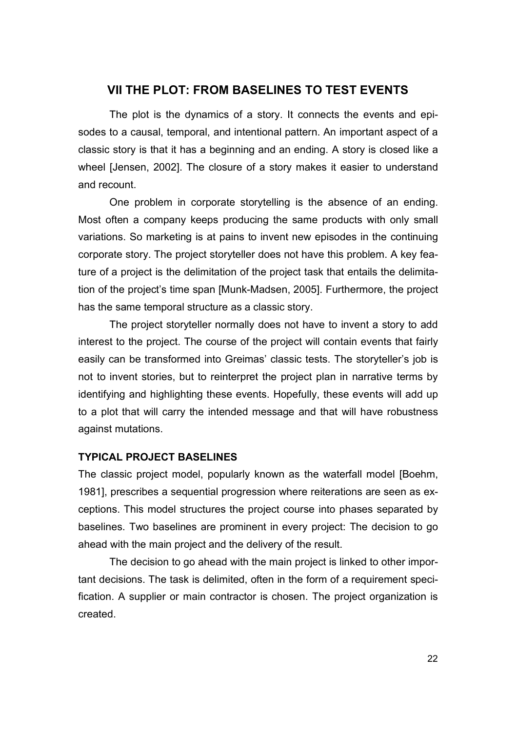## VII THE PLOT: FROM BASELINES TO TEST EVENTS

The plot is the dynamics of a story. It connects the events and episodes to a causal, temporal, and intentional pattern. An important aspect of a classic story is that it has a beginning and an ending. A story is closed like a wheel [Jensen, 2002]. The closure of a story makes it easier to understand and recount.

One problem in corporate storytelling is the absence of an ending. Most often a company keeps producing the same products with only small variations. So marketing is at pains to invent new episodes in the continuing corporate story. The project storyteller does not have this problem. A key feature of a project is the delimitation of the project task that entails the delimitation of the project's time span [Munk-Madsen, 2005]. Furthermore, the project has the same temporal structure as a classic story.

The project storyteller normally does not have to invent a story to add interest to the project. The course of the project will contain events that fairly easily can be transformed into Greimas' classic tests. The storyteller's job is not to invent stories, but to reinterpret the project plan in narrative terms by identifying and highlighting these events. Hopefully, these events will add up to a plot that will carry the intended message and that will have robustness against mutations.

### TYPICAL PROJECT BASELINES

The classic project model, popularly known as the waterfall model [Boehm, 1981], prescribes a sequential progression where reiterations are seen as exceptions. This model structures the project course into phases separated by baselines. Two baselines are prominent in every project: The decision to go ahead with the main project and the delivery of the result.

The decision to go ahead with the main project is linked to other important decisions. The task is delimited, often in the form of a requirement specification. A supplier or main contractor is chosen. The project organization is created.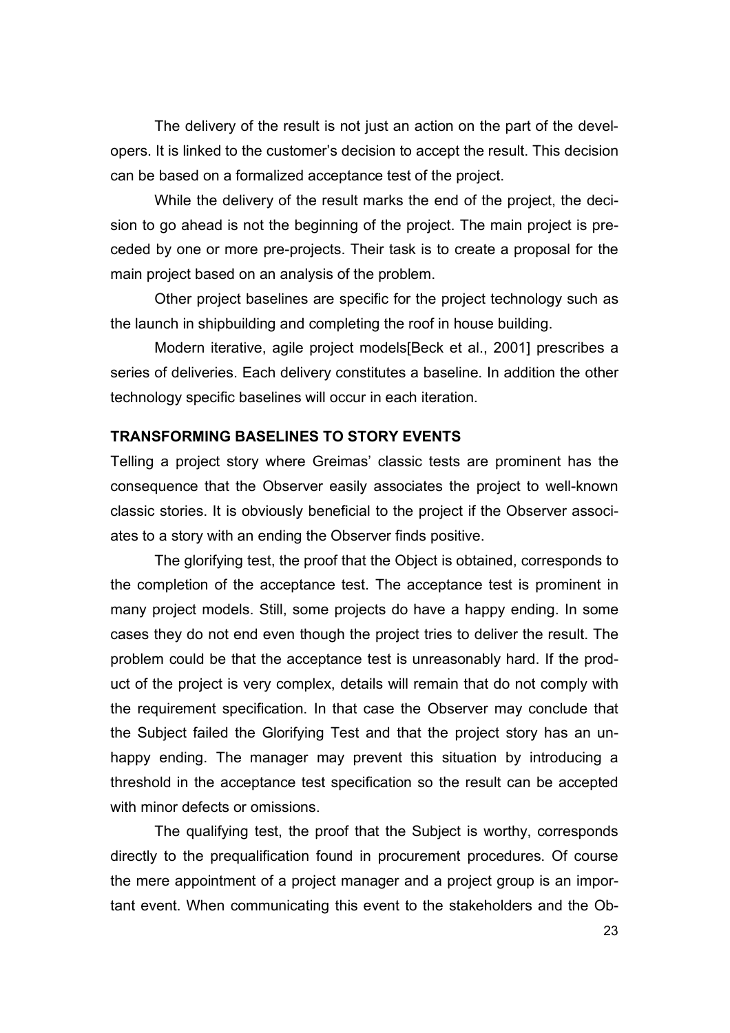The delivery of the result is not just an action on the part of the developers. It is linked to the customer's decision to accept the result. This decision can be based on a formalized acceptance test of the project.

While the delivery of the result marks the end of the project, the decision to go ahead is not the beginning of the project. The main project is preceded by one or more pre-projects. Their task is to create a proposal for the main project based on an analysis of the problem.

Other project baselines are specific for the project technology such as the launch in shipbuilding and completing the roof in house building.

Modern iterative, agile project models[Beck et al., 2001] prescribes a series of deliveries. Each delivery constitutes a baseline. In addition the other technology specific baselines will occur in each iteration.

## TRANSFORMING BASELINES TO STORY EVENTS

Telling a project story where Greimas' classic tests are prominent has the consequence that the Observer easily associates the project to well-known classic stories. It is obviously beneficial to the project if the Observer associates to a story with an ending the Observer finds positive.

The glorifying test, the proof that the Object is obtained, corresponds to the completion of the acceptance test. The acceptance test is prominent in many project models. Still, some projects do have a happy ending. In some cases they do not end even though the project tries to deliver the result. The problem could be that the acceptance test is unreasonably hard. If the product of the project is very complex, details will remain that do not comply with the requirement specification. In that case the Observer may conclude that the Subject failed the Glorifying Test and that the project story has an unhappy ending. The manager may prevent this situation by introducing a threshold in the acceptance test specification so the result can be accepted with minor defects or omissions.

The qualifying test, the proof that the Subject is worthy, corresponds directly to the prequalification found in procurement procedures. Of course the mere appointment of a project manager and a project group is an important event. When communicating this event to the stakeholders and the Ob-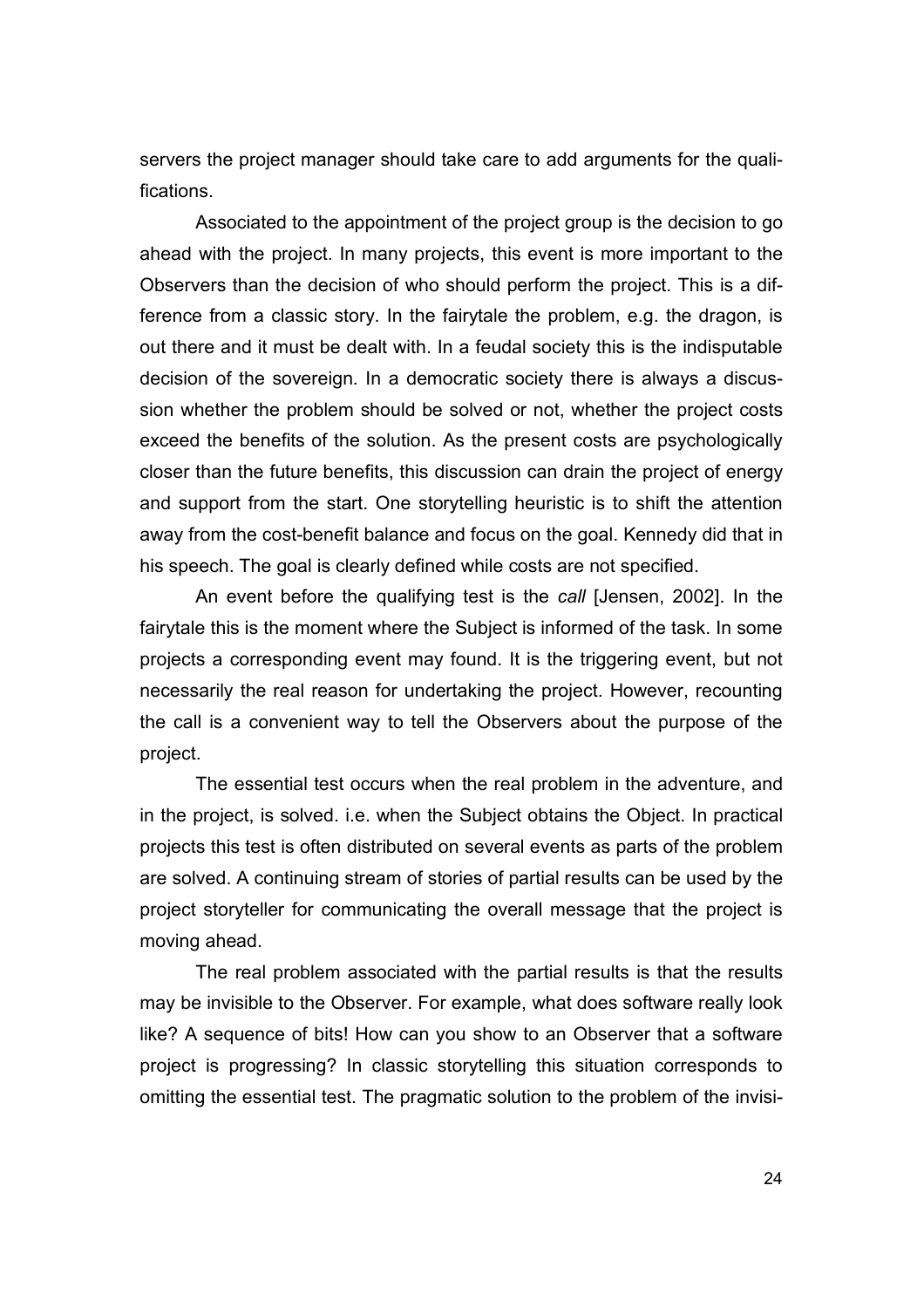servers the project manager should take care to add arguments for the qualifications.

Associated to the appointment of the project group is the decision to go ahead with the project. In many projects, this event is more important to the Observers than the decision of who should perform the project. This is a difference from a classic story. In the fairytale the problem, e.g. the dragon, is out there and it must be dealt with. In a feudal society this is the indisputable decision of the sovereign. In a democratic society there is always a discussion whether the problem should be solved or not, whether the project costs exceed the benefits of the solution. As the present costs are psychologically closer than the future benefits, this discussion can drain the project of energy and support from the start. One storytelling heuristic is to shift the attention away from the cost-benefit balance and focus on the goal. Kennedy did that in his speech. The goal is clearly defined while costs are not specified.

An event before the qualifying test is the *call* [Jensen, 2002]. In the fairytale this is the moment where the Subject is informed of the task. In some projects a corresponding event may found. It is the triggering event, but not necessarily the real reason for undertaking the project. However, recounting the call is a convenient way to tell the Observers about the purpose of the project.

The essential test occurs when the real problem in the adventure, and in the project, is solved. i.e. when the Subject obtains the Object. In practical projects this test is often distributed on several events as parts of the problem are solved. A continuing stream of stories of partial results can be used by the project storyteller for communicating the overall message that the project is moving ahead.

The real problem associated with the partial results is that the results may be invisible to the Observer. For example, what does software really look like? A sequence of bits! How can you show to an Observer that a software project is progressing? In classic storytelling this situation corresponds to omitting the essential test. The pragmatic solution to the problem of the invisi-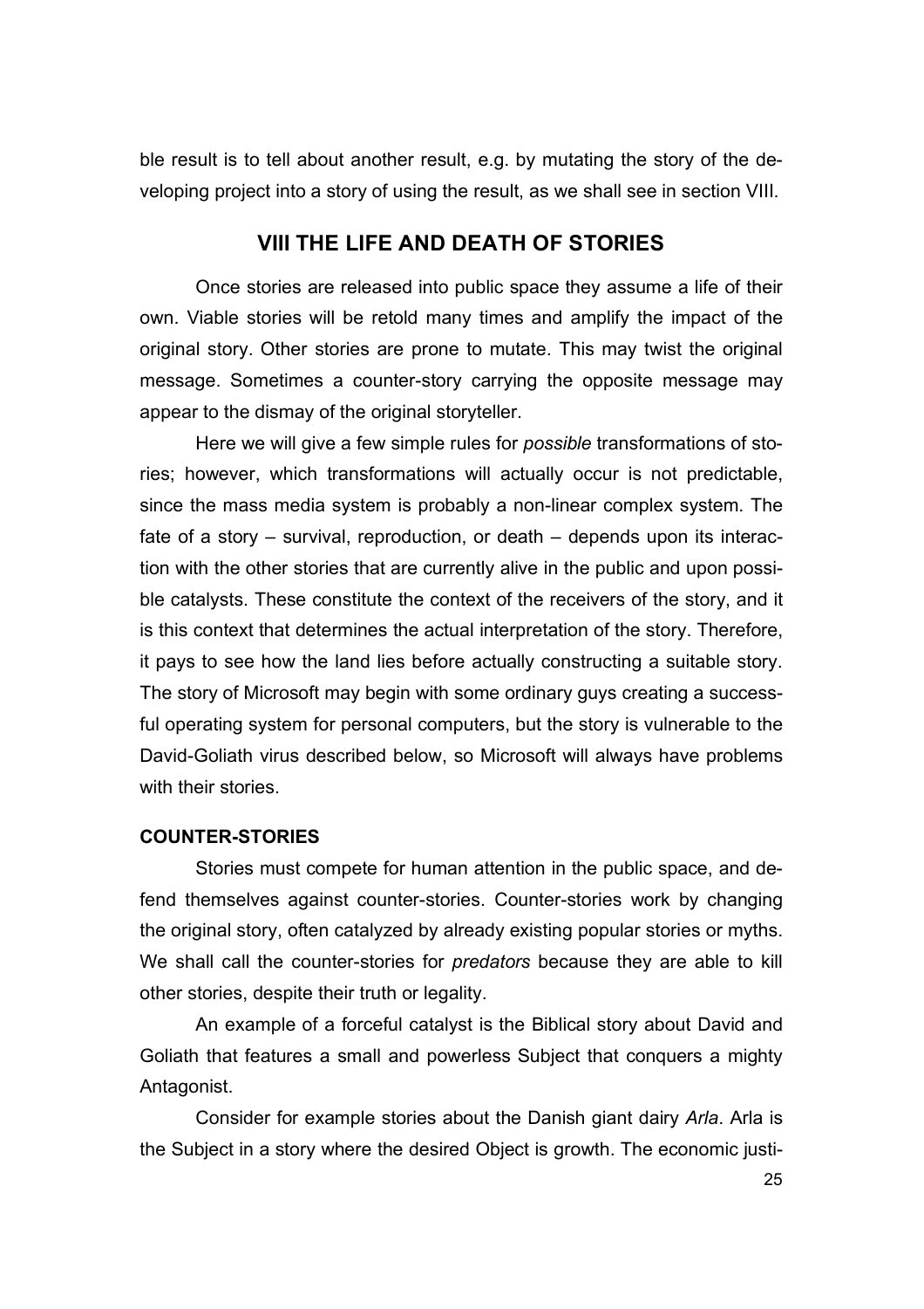ble result is to tell about another result, e.g. by mutating the story of the developing project into a story of using the result, as we shall see in section VIII.

## VIII THE LIFE AND DEATH OF STORIES

Once stories are released into public space they assume a life of their own. Viable stories will be retold many times and amplify the impact of the original story. Other stories are prone to mutate. This may twist the original message. Sometimes a counter-story carrying the opposite message may appear to the dismay of the original storyteller.

Here we will give a few simple rules for *possible* transformations of stories; however, which transformations will actually occur is not predictable, since the mass media system is probably a non-linear complex system. The fate of a story – survival, reproduction, or death – depends upon its interaction with the other stories that are currently alive in the public and upon possible catalysts. These constitute the context of the receivers of the story, and it is this context that determines the actual interpretation of the story. Therefore, it pays to see how the land lies before actually constructing a suitable story. The story of Microsoft may begin with some ordinary guys creating a successful operating system for personal computers, but the story is vulnerable to the David-Goliath virus described below, so Microsoft will always have problems with their stories.

### COUNTER-STORIES

Stories must compete for human attention in the public space, and defend themselves against counter-stories. Counter-stories work by changing the original story, often catalyzed by already existing popular stories or myths. We shall call the counter-stories for *predators* because they are able to kill other stories, despite their truth or legality.

An example of a forceful catalyst is the Biblical story about David and Goliath that features a small and powerless Subject that conquers a mighty Antagonist.

Consider for example stories about the Danish giant dairy *Arla*. Arla is the Subject in a story where the desired Object is growth. The economic justi-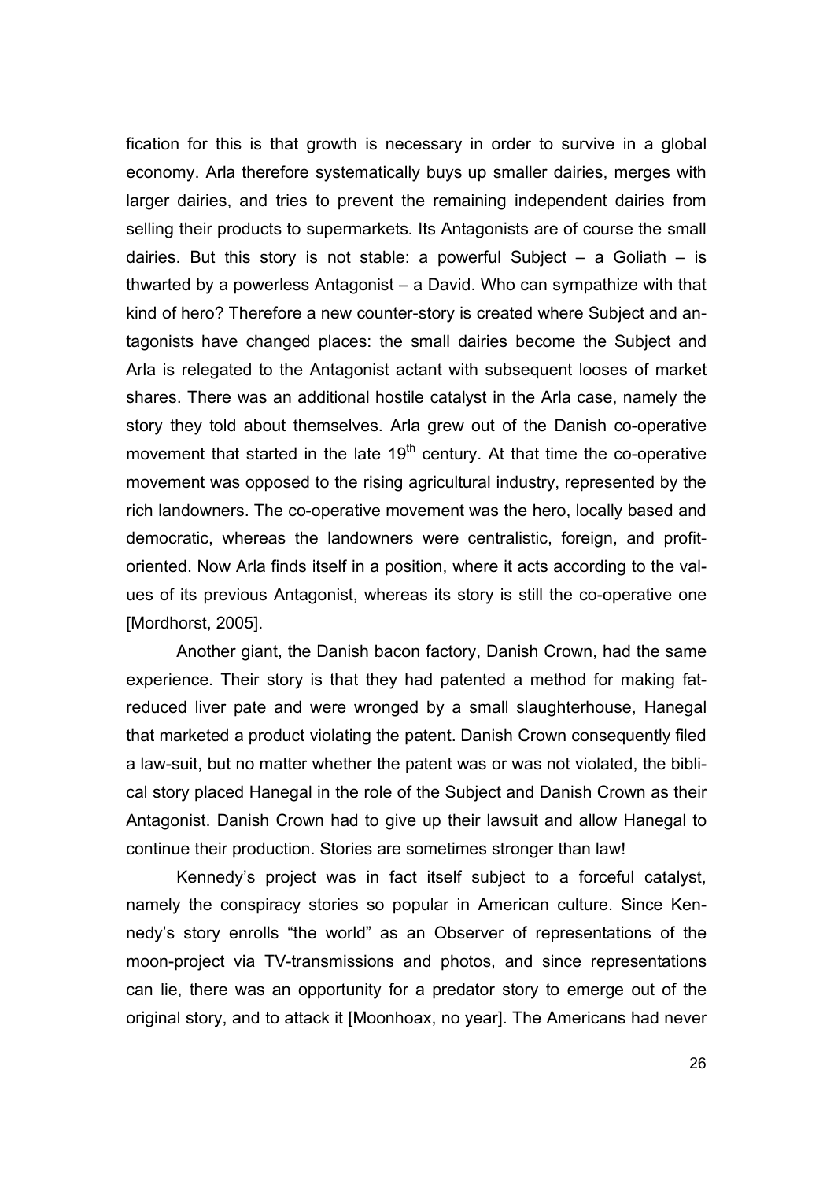fication for this is that growth is necessary in order to survive in a global economy. Arla therefore systematically buys up smaller dairies, merges with larger dairies, and tries to prevent the remaining independent dairies from selling their products to supermarkets. Its Antagonists are of course the small dairies. But this story is not stable: a powerful Subject – a Goliath – is thwarted by a powerless Antagonist – a David. Who can sympathize with that kind of hero? Therefore a new counter-story is created where Subject and antagonists have changed places: the small dairies become the Subject and Arla is relegated to the Antagonist actant with subsequent looses of market shares. There was an additional hostile catalyst in the Arla case, namely the story they told about themselves. Arla grew out of the Danish co-operative movement that started in the late 19th century. At that time the co-operative movement was opposed to the rising agricultural industry, represented by the rich landowners. The co-operative movement was the hero, locally based and democratic, whereas the landowners were centralistic, foreign, and profit-oriented. Now Arla finds itself in a position, where it acts according to the values of its previous Antagonist, whereas its story is still the co-operative one [Mordhorst, 2005].

Another giant, the Danish bacon factory, Danish Crown, had the same experience. Their story is that they had patented a method for making fat-reduced liver pate and were wronged by a small slaughterhouse, Hanegal that marketed a product violating the patent. Danish Crown consequently filed a law-suit, but no matter whether the patent was or was not violated, the biblical story placed Hanegal in the role of the Subject and Danish Crown as their Antagonist. Danish Crown had to give up their lawsuit and allow Hanegal to continue their production. Stories are sometimes stronger than law!

Kennedy's project was in fact itself subject to a forceful catalyst, namely the conspiracy stories so popular in American culture. Since Kennedy's story enrolls "the world" as an Observer of representations of the moon-project via TV-transmissions and photos, and since representations can lie, there was an opportunity for a predator story to emerge out of the original story, and to attack it [Moonhoax, no year]. The Americans had never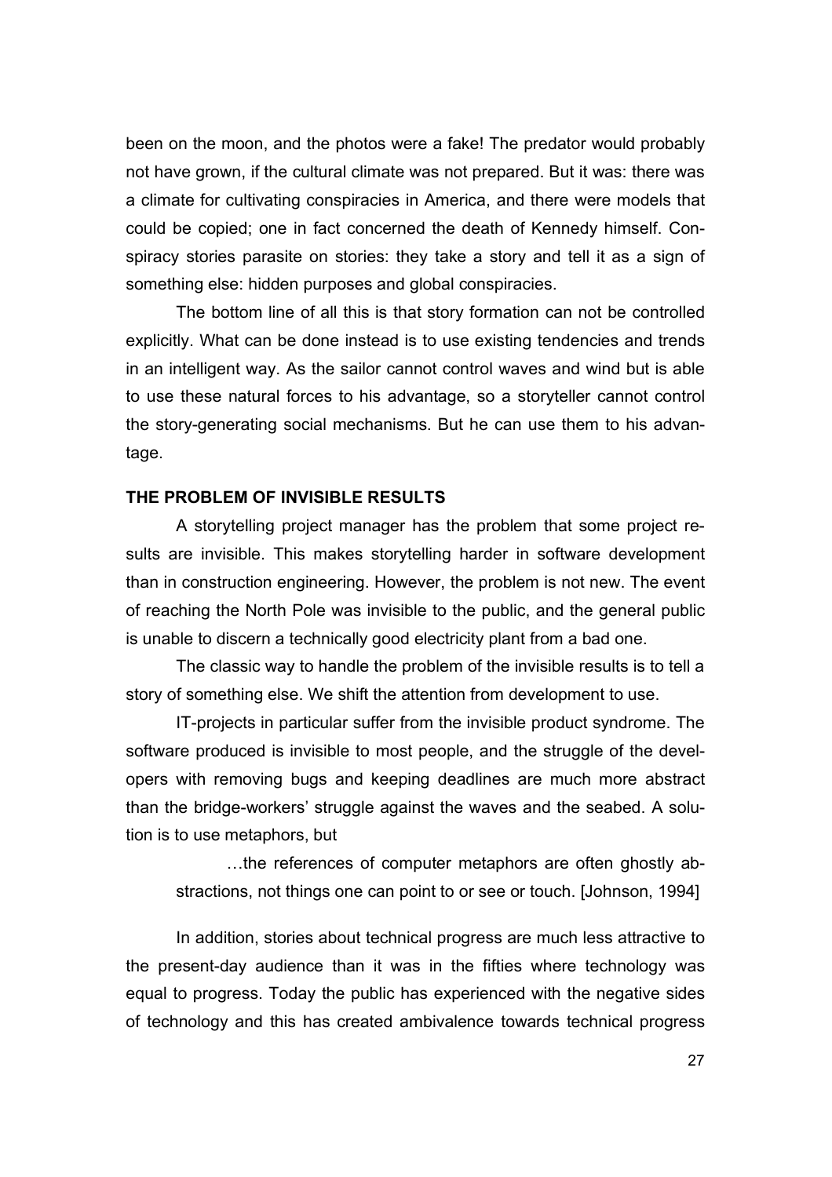been on the moon, and the photos were a fake! The predator would probably not have grown, if the cultural climate was not prepared. But it was: there was a climate for cultivating conspiracies in America, and there were models that could be copied; one in fact concerned the death of Kennedy himself. Conspiracy stories parasite on stories: they take a story and tell it as a sign of something else: hidden purposes and global conspiracies.

The bottom line of all this is that story formation can not be controlled explicitly. What can be done instead is to use existing tendencies and trends in an intelligent way. As the sailor cannot control waves and wind but is able to use these natural forces to his advantage, so a storyteller cannot control the story-generating social mechanisms. But he can use them to his advantage.

## THE PROBLEM OF INVISIBLE RESULTS

A storytelling project manager has the problem that some project results are invisible. This makes storytelling harder in software development than in construction engineering. However, the problem is not new. The event of reaching the North Pole was invisible to the public, and the general public is unable to discern a technically good electricity plant from a bad one.

The classic way to handle the problem of the invisible results is to tell a story of something else. We shift the attention from development to use.

IT-projects in particular suffer from the invisible product syndrome. The software produced is invisible to most people, and the struggle of the developers with removing bugs and keeping deadlines are much more abstract than the bridge-workers' struggle against the waves and the seabed. A solution is to use metaphors, but

> …the references of computer metaphors are often ghostly abstractions, not things one can point to or see or touch. [Johnson, 1994]

In addition, stories about technical progress are much less attractive to the present-day audience than it was in the fifties where technology was equal to progress. Today the public has experienced with the negative sides of technology and this has created ambivalence towards technical progress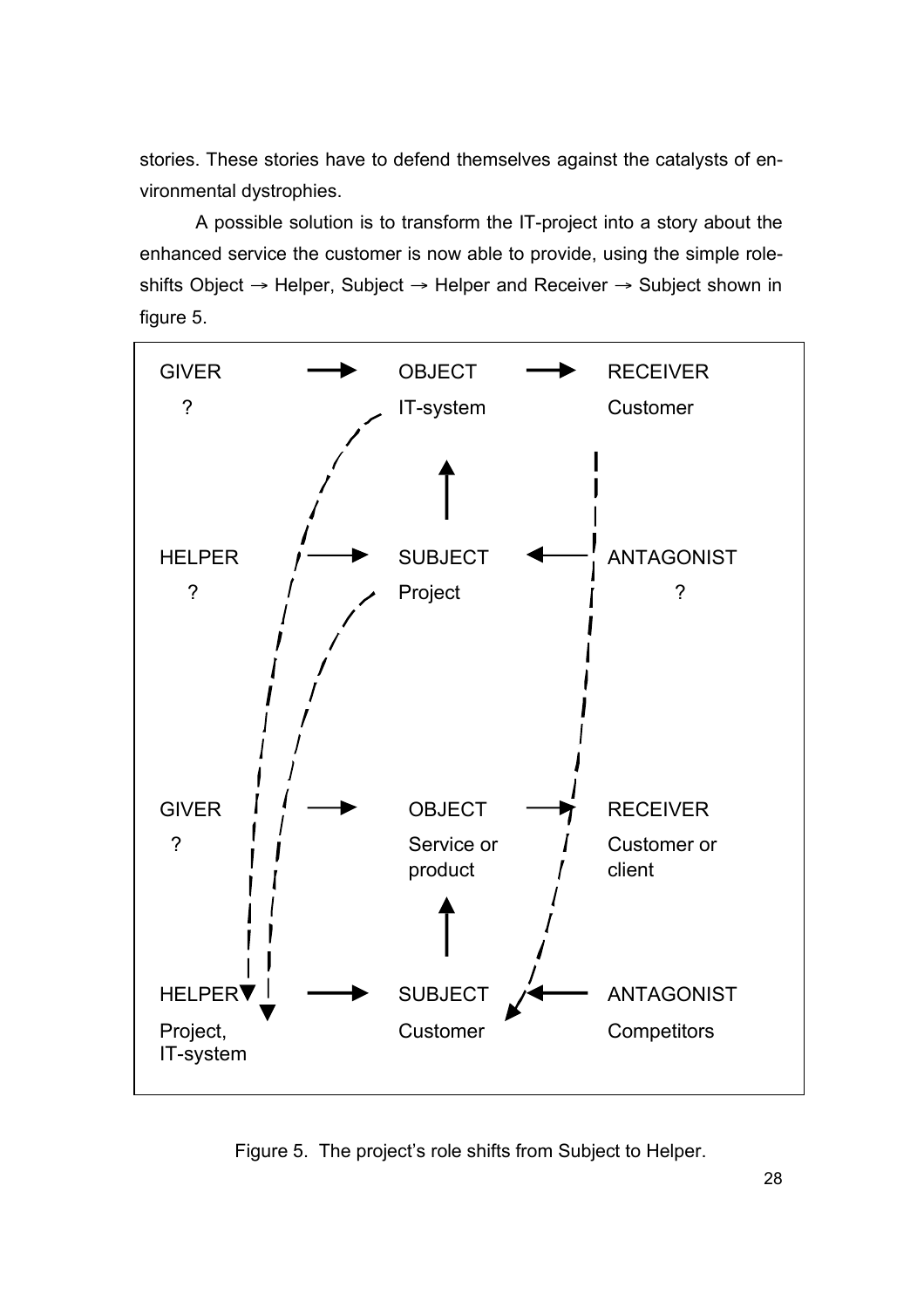stories. These stories have to defend themselves against the catalysts of environmental dystrophies.

A possible solution is to transform the IT-project into a story about the enhanced service the customer is now able to provide, using the simple role-shifts Object → Helper, Subject → Helper and Receiver → Subject shown in figure 5.

| GIVER | → | OBJECT | → | RECEIVER |
|---|---|---|---|---|
| ? | | IT-system | | Customer |
| | | ↑ | | |
| HELPER | → | SUBJECT | ← | ANTAGONIST |
| ? | | Project | | ? |

| GIVER | → | OBJECT | → | RECEIVER |
|---|---|---|---|---|
| ? | | Service or product | | Customer or client |
| | | ↑ | | |
| HELPER | → | SUBJECT | ← | ANTAGONIST |
| Project, IT-system | | Customer | | Competitors |

Figure 5. The project's role shifts from Subject to Helper.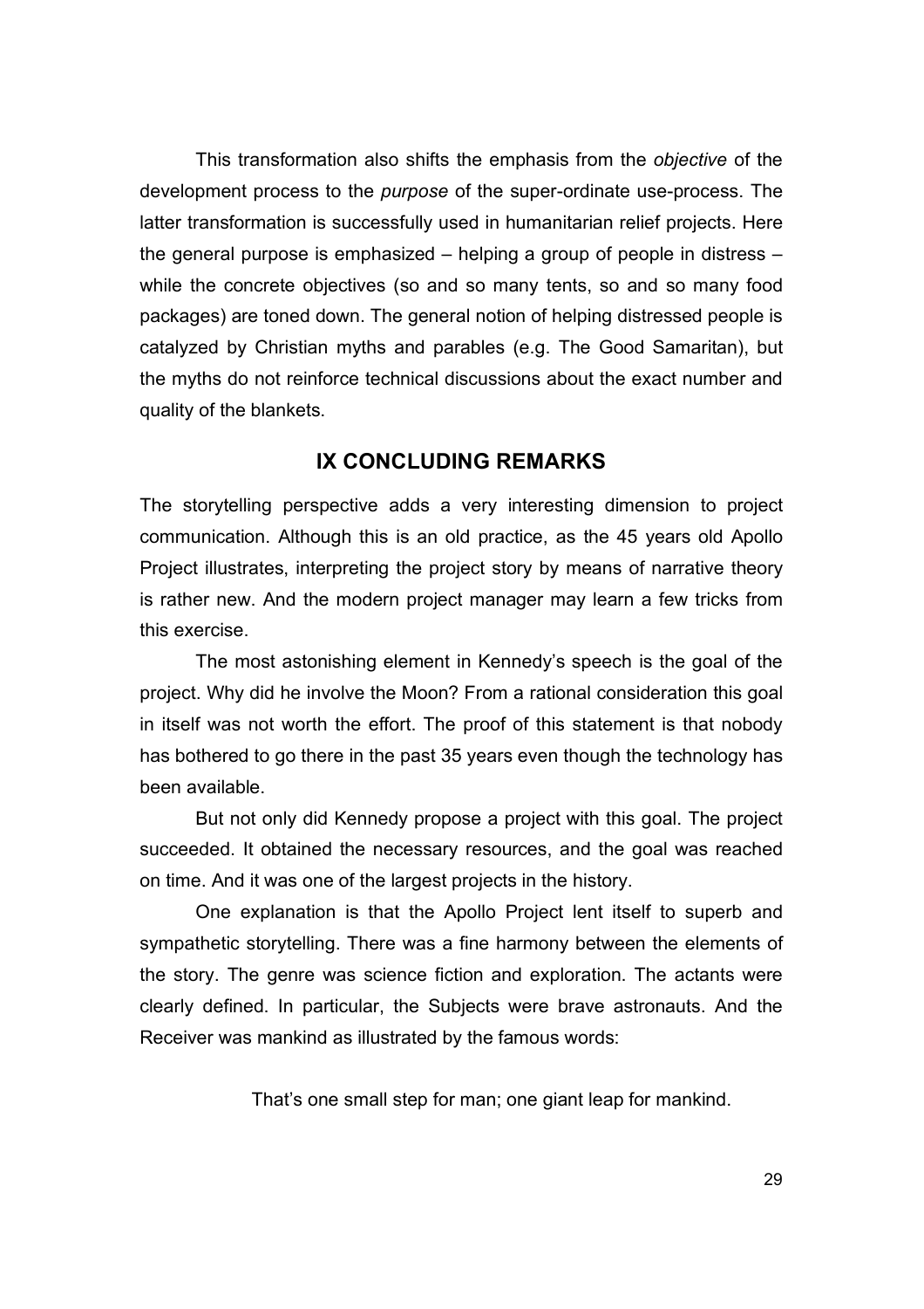This transformation also shifts the emphasis from the *objective* of the development process to the *purpose* of the super-ordinate use-process. The latter transformation is successfully used in humanitarian relief projects. Here the general purpose is emphasized – helping a group of people in distress – while the concrete objectives (so and so many tents, so and so many food packages) are toned down. The general notion of helping distressed people is catalyzed by Christian myths and parables (e.g. The Good Samaritan), but the myths do not reinforce technical discussions about the exact number and quality of the blankets.

## IX CONCLUDING REMARKS

The storytelling perspective adds a very interesting dimension to project communication. Although this is an old practice, as the 45 years old Apollo Project illustrates, interpreting the project story by means of narrative theory is rather new. And the modern project manager may learn a few tricks from this exercise.

The most astonishing element in Kennedy's speech is the goal of the project. Why did he involve the Moon? From a rational consideration this goal in itself was not worth the effort. The proof of this statement is that nobody has bothered to go there in the past 35 years even though the technology has been available.

But not only did Kennedy propose a project with this goal. The project succeeded. It obtained the necessary resources, and the goal was reached on time. And it was one of the largest projects in the history.

One explanation is that the Apollo Project lent itself to superb and sympathetic storytelling. There was a fine harmony between the elements of the story. The genre was science fiction and exploration. The actants were clearly defined. In particular, the Subjects were brave astronauts. And the Receiver was mankind as illustrated by the famous words:

> That's one small step for man; one giant leap for mankind.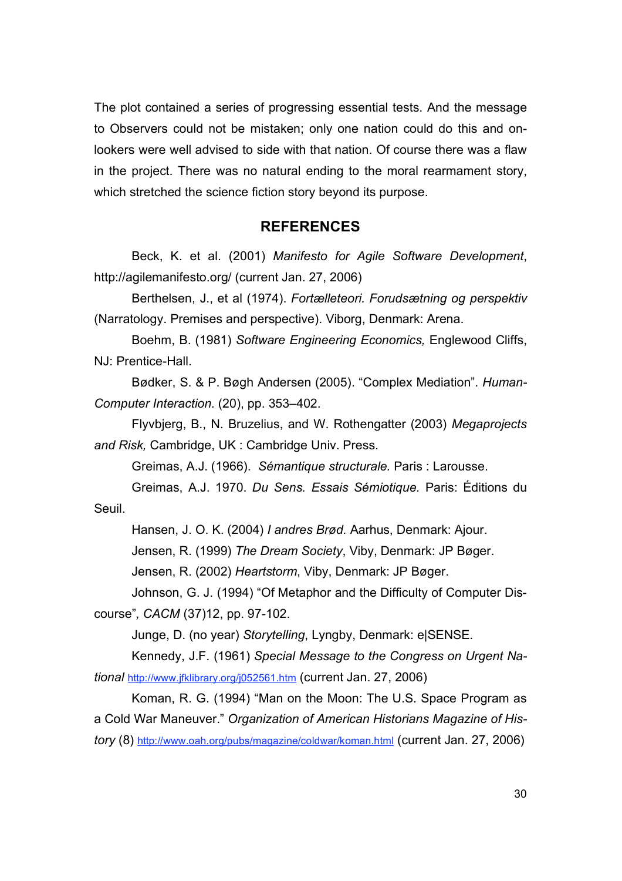The plot contained a series of progressing essential tests. And the message to Observers could not be mistaken; only one nation could do this and onlookers were well advised to side with that nation. Of course there was a flaw in the project. There was no natural ending to the moral rearmament story, which stretched the science fiction story beyond its purpose.

## REFERENCES

Beck, K. et al. (2001) *Manifesto for Agile Software Development*, http://agilemanifesto.org/ (current Jan. 27, 2006)

Berthelsen, J., et al (1974). *Fortælleteori. Forudsætning og perspektiv* (Narratology. Premises and perspective). Viborg, Denmark: Arena.

Boehm, B. (1981) *Software Engineering Economics,* Englewood Cliffs, NJ: Prentice-Hall.

Bødker, S. & P. Bøgh Andersen (2005). "Complex Mediation". *Human-Computer Interaction.* (20), pp. 353–402.

Flyvbjerg, B., N. Bruzelius, and W. Rothengatter (2003) *Megaprojects and Risk,* Cambridge, UK : Cambridge Univ. Press.

Greimas, A.J. (1966). *Sémantique structurale.* Paris : Larousse.

Greimas, A.J. 1970. *Du Sens. Essais Sémiotique.* Paris: Éditions du Seuil.

Hansen, J. O. K. (2004) *I andres Brød.* Aarhus, Denmark: Ajour.

Jensen, R. (1999) *The Dream Society*, Viby, Denmark: JP Bøger.

Jensen, R. (2002) *Heartstorm*, Viby, Denmark: JP Bøger.

Johnson, G. J. (1994) "Of Metaphor and the Difficulty of Computer Discourse", *CACM* (37)12, pp. 97-102.

Junge, D. (no year) *Storytelling*, Lyngby, Denmark: e|SENSE.

Kennedy, J.F. (1961) *Special Message to the Congress on Urgent National* http://www.jfklibrary.org/j052561.htm (current Jan. 27, 2006)

Koman, R. G. (1994) "Man on the Moon: The U.S. Space Program as a Cold War Maneuver." *Organization of American Historians Magazine of History* (8) http://www.oah.org/pubs/magazine/coldwar/koman.html (current Jan. 27, 2006)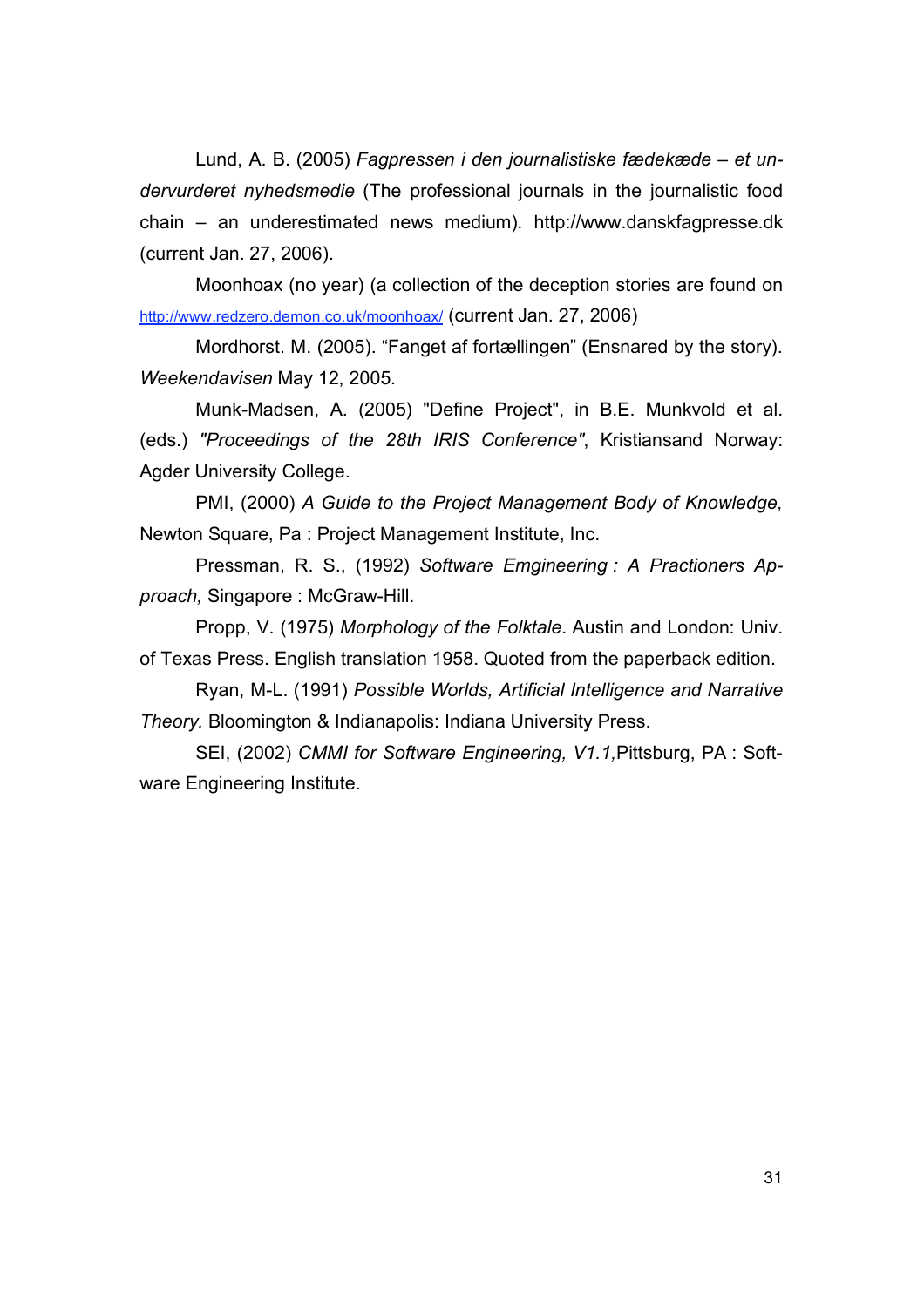Lund, A. B. (2005) *Fagpressen i den journalistiske fædekæde – et undervurderet nyhedsmedie* (The professional journals in the journalistic food chain – an underestimated news medium). http://www.danskfagpresse.dk (current Jan. 27, 2006).

Moonhoax (no year) (a collection of the deception stories are found on http://www.redzero.demon.co.uk/moonhoax/ (current Jan. 27, 2006)

Mordhorst. M. (2005). “Fanget af fortællingen” (Ensnared by the story). *Weekendavisen* May 12, 2005.

Munk-Madsen, A. (2005) "Define Project", in B.E. Munkvold et al. (eds.) *"Proceedings of the 28th IRIS Conference"*, Kristiansand Norway: Agder University College.

PMI, (2000) *A Guide to the Project Management Body of Knowledge,* Newton Square, Pa : Project Management Institute, Inc.

Pressman, R. S., (1992) *Software Emgineering : A Practioners Approach,* Singapore : McGraw-Hill.

Propp, V. (1975) *Morphology of the Folktale*. Austin and London: Univ. of Texas Press. English translation 1958. Quoted from the paperback edition.

Ryan, M-L. (1991) *Possible Worlds, Artificial Intelligence and Narrative Theory*. Bloomington & Indianapolis: Indiana University Press.

SEI, (2002) *CMMI for Software Engineering, V1.1,*Pittsburg, PA : Software Engineering Institute.